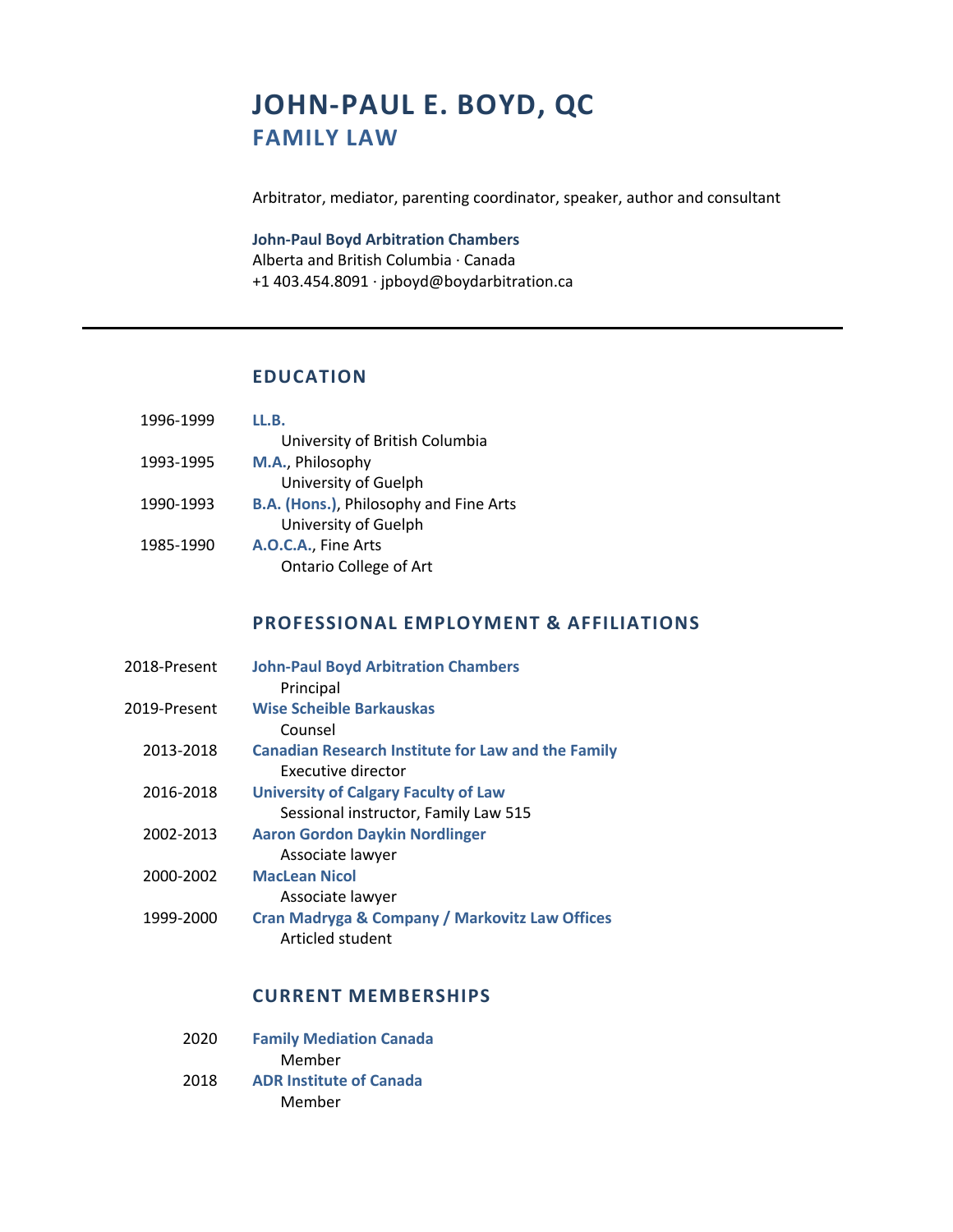# JOHN-PAUL E. BOYD, QC

## FAMILY LAW

Arbitrator, mediator, parenting coordinator, speaker, author and consultant

**John-Paul Boyd Arbitration Chambers**
Alberta and British Columbia · Canada
+1 403.454.8091 · jpboyd@boydarbitration.ca

---

## EDUCATION

| | |
|---|---|
| 1996-1999 | **LL.B.**<br>University of British Columbia |
| 1993-1995 | **M.A.**, Philosophy<br>University of Guelph |
| 1990-1993 | **B.A. (Hons.)**, Philosophy and Fine Arts<br>University of Guelph |
| 1985-1990 | **A.O.C.A.**, Fine Arts<br>Ontario College of Art |

## PROFESSIONAL EMPLOYMENT & AFFILIATIONS

| | |
|---|---|
| 2018-Present | **John-Paul Boyd Arbitration Chambers**<br>Principal |
| 2019-Present | **Wise Scheible Barkauskas**<br>Counsel |
| 2013-2018 | **Canadian Research Institute for Law and the Family**<br>Executive director |
| 2016-2018 | **University of Calgary Faculty of Law**<br>Sessional instructor, Family Law 515 |
| 2002-2013 | **Aaron Gordon Daykin Nordlinger**<br>Associate lawyer |
| 2000-2002 | **MacLean Nicol**<br>Associate lawyer |
| 1999-2000 | **Cran Madryga & Company / Markovitz Law Offices**<br>Articled student |

## CURRENT MEMBERSHIPS

| | |
|---|---|
| 2020 | **Family Mediation Canada**<br>Member |
| 2018 | **ADR Institute of Canada**<br>Member |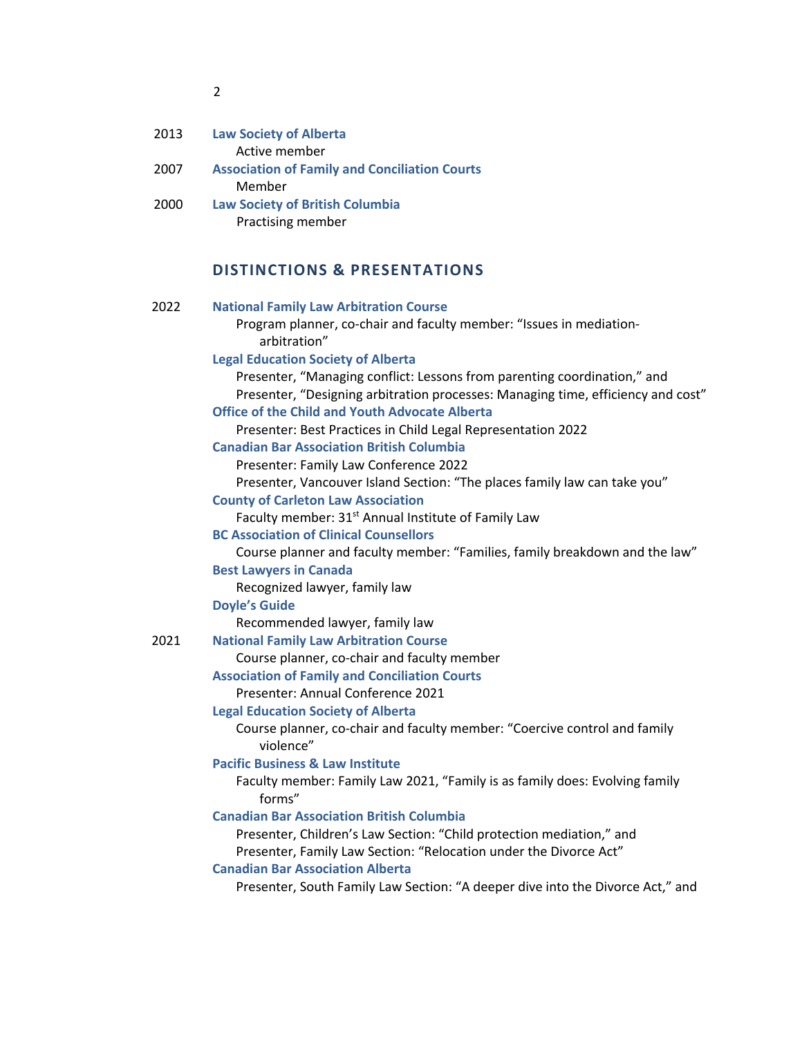2013 **Law Society of Alberta**
Active member

2007 **Association of Family and Conciliation Courts**
Member

2000 **Law Society of British Columbia**
Practising member

## DISTINCTIONS & PRESENTATIONS

2022 **National Family Law Arbitration Course**
Program planner, co-chair and faculty member: "Issues in mediation-arbitration"

**Legal Education Society of Alberta**
Presenter, "Managing conflict: Lessons from parenting coordination," and
Presenter, "Designing arbitration processes: Managing time, efficiency and cost"

**Office of the Child and Youth Advocate Alberta**
Presenter: Best Practices in Child Legal Representation 2022

**Canadian Bar Association British Columbia**
Presenter: Family Law Conference 2022
Presenter, Vancouver Island Section: "The places family law can take you"

**County of Carleton Law Association**
Faculty member: 31st Annual Institute of Family Law

**BC Association of Clinical Counsellors**
Course planner and faculty member: "Families, family breakdown and the law"

**Best Lawyers in Canada**
Recognized lawyer, family law

**Doyle's Guide**
Recommended lawyer, family law

2021 **National Family Law Arbitration Course**
Course planner, co-chair and faculty member

**Association of Family and Conciliation Courts**
Presenter: Annual Conference 2021

**Legal Education Society of Alberta**
Course planner, co-chair and faculty member: "Coercive control and family violence"

**Pacific Business & Law Institute**
Faculty member: Family Law 2021, "Family is as family does: Evolving family forms"

**Canadian Bar Association British Columbia**
Presenter, Children's Law Section: "Child protection mediation," and
Presenter, Family Law Section: "Relocation under the Divorce Act"

**Canadian Bar Association Alberta**
Presenter, South Family Law Section: "A deeper dive into the Divorce Act," and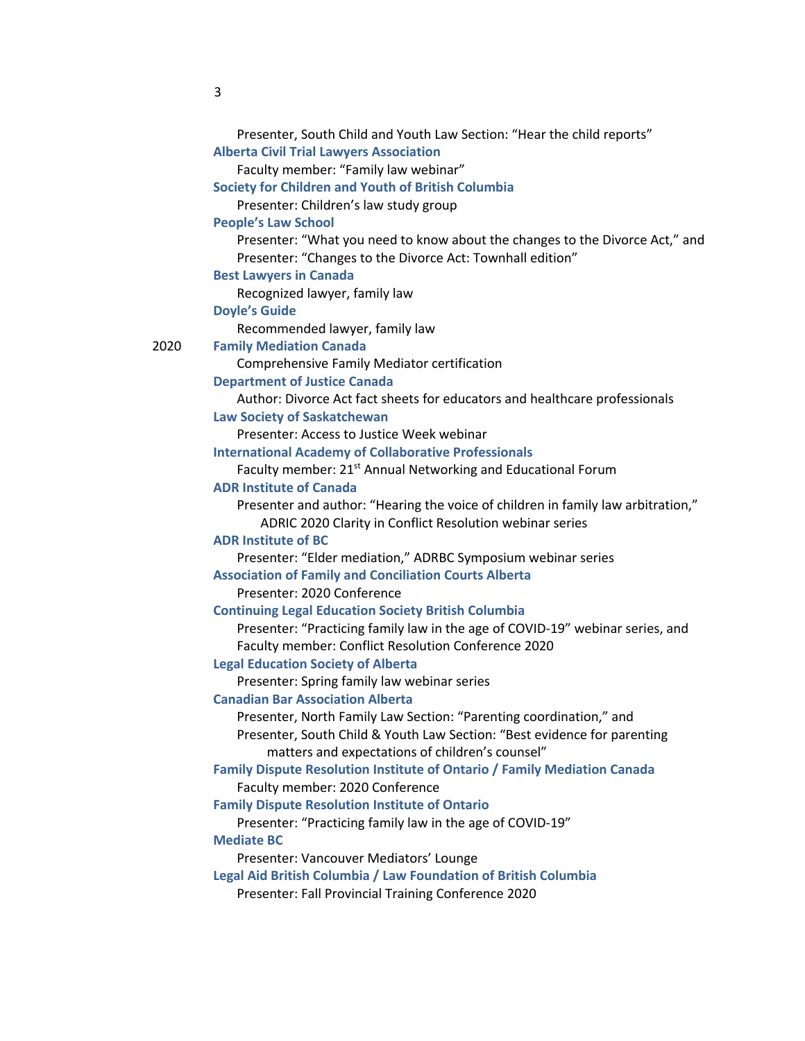Presenter, South Child and Youth Law Section: "Hear the child reports"

**Alberta Civil Trial Lawyers Association**

Faculty member: "Family law webinar"

**Society for Children and Youth of British Columbia**

Presenter: Children's law study group

**People's Law School**

Presenter: "What you need to know about the changes to the Divorce Act," and Presenter: "Changes to the Divorce Act: Townhall edition"

**Best Lawyers in Canada**

Recognized lawyer, family law

**Doyle's Guide**

Recommended lawyer, family law

2020 **Family Mediation Canada**

Comprehensive Family Mediator certification

**Department of Justice Canada**

Author: Divorce Act fact sheets for educators and healthcare professionals

**Law Society of Saskatchewan**

Presenter: Access to Justice Week webinar

**International Academy of Collaborative Professionals**

Faculty member: 21st Annual Networking and Educational Forum

**ADR Institute of Canada**

Presenter and author: "Hearing the voice of children in family law arbitration," ADRIC 2020 Clarity in Conflict Resolution webinar series

**ADR Institute of BC**

Presenter: "Elder mediation," ADRBC Symposium webinar series

**Association of Family and Conciliation Courts Alberta**

Presenter: 2020 Conference

**Continuing Legal Education Society British Columbia**

Presenter: "Practicing family law in the age of COVID-19" webinar series, and Faculty member: Conflict Resolution Conference 2020

**Legal Education Society of Alberta**

Presenter: Spring family law webinar series

**Canadian Bar Association Alberta**

Presenter, North Family Law Section: "Parenting coordination," and Presenter, South Child & Youth Law Section: "Best evidence for parenting matters and expectations of children's counsel"

**Family Dispute Resolution Institute of Ontario / Family Mediation Canada**

Faculty member: 2020 Conference

**Family Dispute Resolution Institute of Ontario**

Presenter: "Practicing family law in the age of COVID-19"

**Mediate BC**

Presenter: Vancouver Mediators' Lounge

**Legal Aid British Columbia / Law Foundation of British Columbia**

Presenter: Fall Provincial Training Conference 2020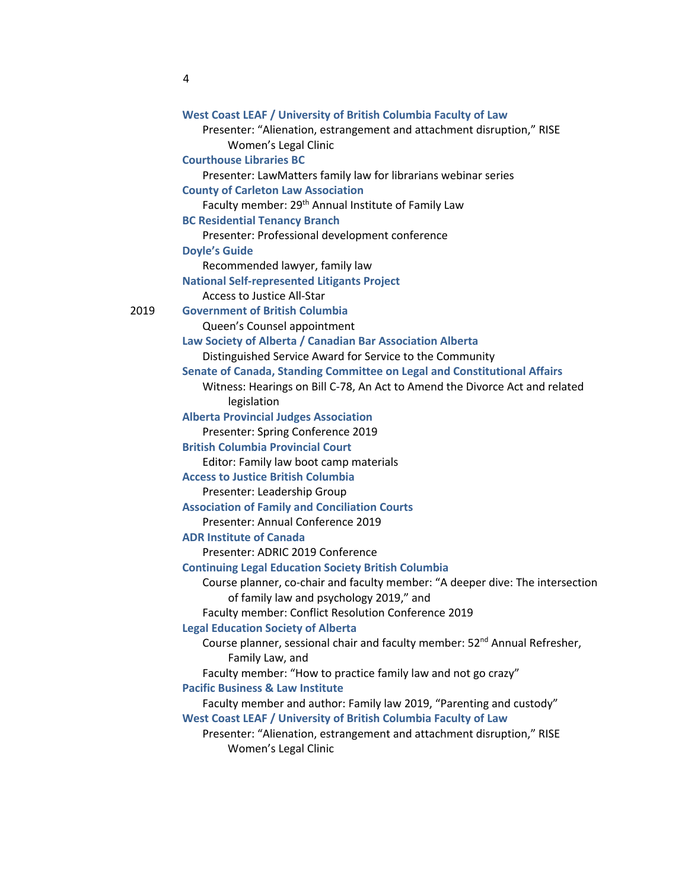**West Coast LEAF / University of British Columbia Faculty of Law**
Presenter: "Alienation, estrangement and attachment disruption," RISE Women's Legal Clinic

**Courthouse Libraries BC**
Presenter: LawMatters family law for librarians webinar series

**County of Carleton Law Association**
Faculty member: 29th Annual Institute of Family Law

**BC Residential Tenancy Branch**
Presenter: Professional development conference

**Doyle's Guide**
Recommended lawyer, family law

**National Self-represented Litigants Project**
Access to Justice All-Star

2019

**Government of British Columbia**
Queen's Counsel appointment

**Law Society of Alberta / Canadian Bar Association Alberta**
Distinguished Service Award for Service to the Community

**Senate of Canada, Standing Committee on Legal and Constitutional Affairs**
Witness: Hearings on Bill C-78, An Act to Amend the Divorce Act and related legislation

**Alberta Provincial Judges Association**
Presenter: Spring Conference 2019

**British Columbia Provincial Court**
Editor: Family law boot camp materials

**Access to Justice British Columbia**
Presenter: Leadership Group

**Association of Family and Conciliation Courts**
Presenter: Annual Conference 2019

**ADR Institute of Canada**
Presenter: ADRIC 2019 Conference

**Continuing Legal Education Society British Columbia**
Course planner, co-chair and faculty member: "A deeper dive: The intersection of family law and psychology 2019," and
Faculty member: Conflict Resolution Conference 2019

**Legal Education Society of Alberta**
Course planner, sessional chair and faculty member: 52nd Annual Refresher, Family Law, and
Faculty member: "How to practice family law and not go crazy"

**Pacific Business & Law Institute**
Faculty member and author: Family law 2019, "Parenting and custody"

**West Coast LEAF / University of British Columbia Faculty of Law**
Presenter: "Alienation, estrangement and attachment disruption," RISE Women's Legal Clinic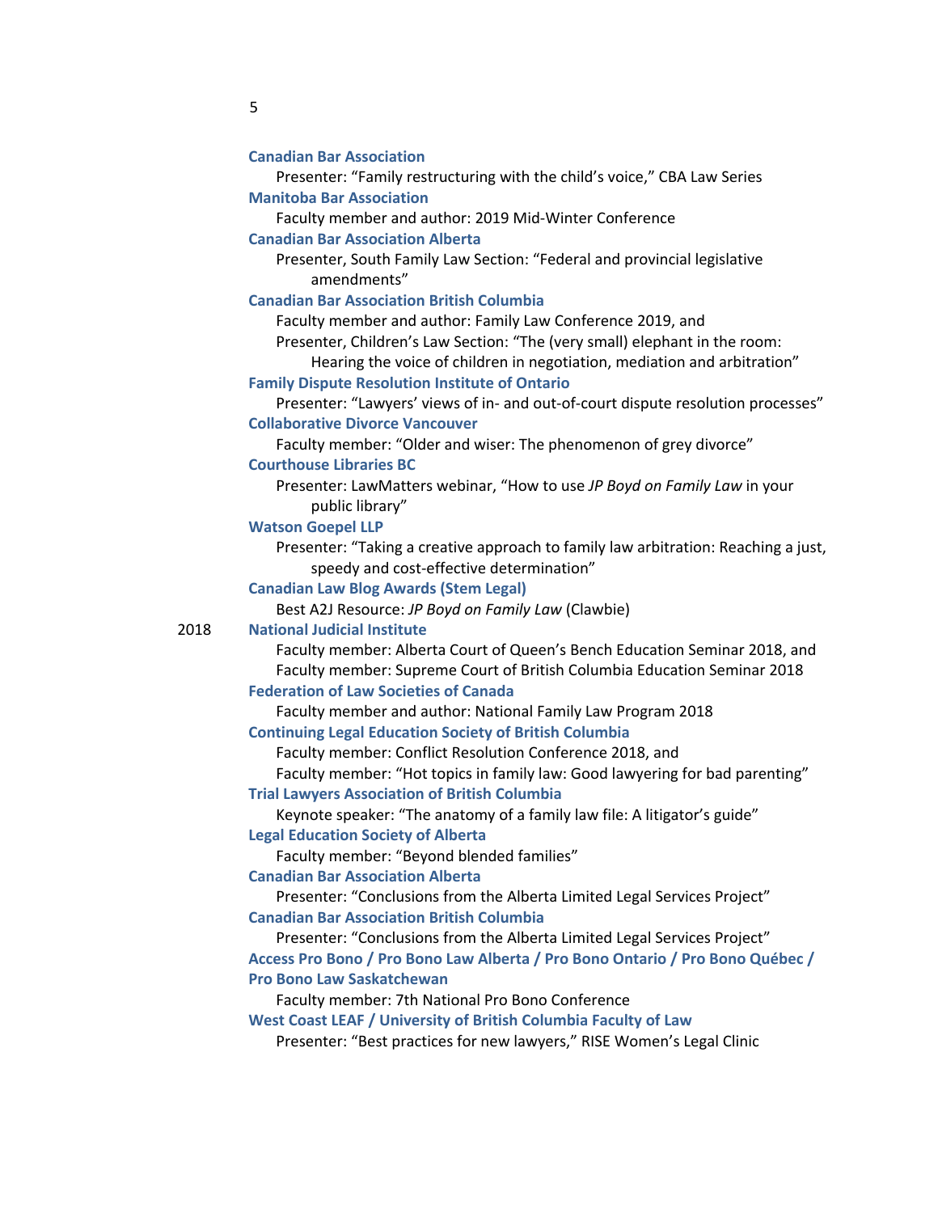**Canadian Bar Association**

Presenter: "Family restructuring with the child's voice," CBA Law Series

**Manitoba Bar Association**

Faculty member and author: 2019 Mid-Winter Conference

**Canadian Bar Association Alberta**

Presenter, South Family Law Section: "Federal and provincial legislative amendments"

**Canadian Bar Association British Columbia**

Faculty member and author: Family Law Conference 2019, and
Presenter, Children's Law Section: "The (very small) elephant in the room: Hearing the voice of children in negotiation, mediation and arbitration"

**Family Dispute Resolution Institute of Ontario**

Presenter: "Lawyers' views of in- and out-of-court dispute resolution processes"

**Collaborative Divorce Vancouver**

Faculty member: "Older and wiser: The phenomenon of grey divorce"

**Courthouse Libraries BC**

Presenter: LawMatters webinar, "How to use *JP Boyd on Family Law* in your public library"

**Watson Goepel LLP**

Presenter: "Taking a creative approach to family law arbitration: Reaching a just, speedy and cost-effective determination"

**Canadian Law Blog Awards (Stem Legal)**

Best A2J Resource: *JP Boyd on Family Law* (Clawbie)

2018

**National Judicial Institute**

Faculty member: Alberta Court of Queen's Bench Education Seminar 2018, and
Faculty member: Supreme Court of British Columbia Education Seminar 2018

**Federation of Law Societies of Canada**

Faculty member and author: National Family Law Program 2018

**Continuing Legal Education Society of British Columbia**

Faculty member: Conflict Resolution Conference 2018, and
Faculty member: "Hot topics in family law: Good lawyering for bad parenting"

**Trial Lawyers Association of British Columbia**

Keynote speaker: "The anatomy of a family law file: A litigator's guide"

**Legal Education Society of Alberta**

Faculty member: "Beyond blended families"

**Canadian Bar Association Alberta**

Presenter: "Conclusions from the Alberta Limited Legal Services Project"

**Canadian Bar Association British Columbia**

Presenter: "Conclusions from the Alberta Limited Legal Services Project"

**Access Pro Bono / Pro Bono Law Alberta / Pro Bono Ontario / Pro Bono Québec / Pro Bono Law Saskatchewan**

Faculty member: 7th National Pro Bono Conference

**West Coast LEAF / University of British Columbia Faculty of Law**

Presenter: "Best practices for new lawyers," RISE Women's Legal Clinic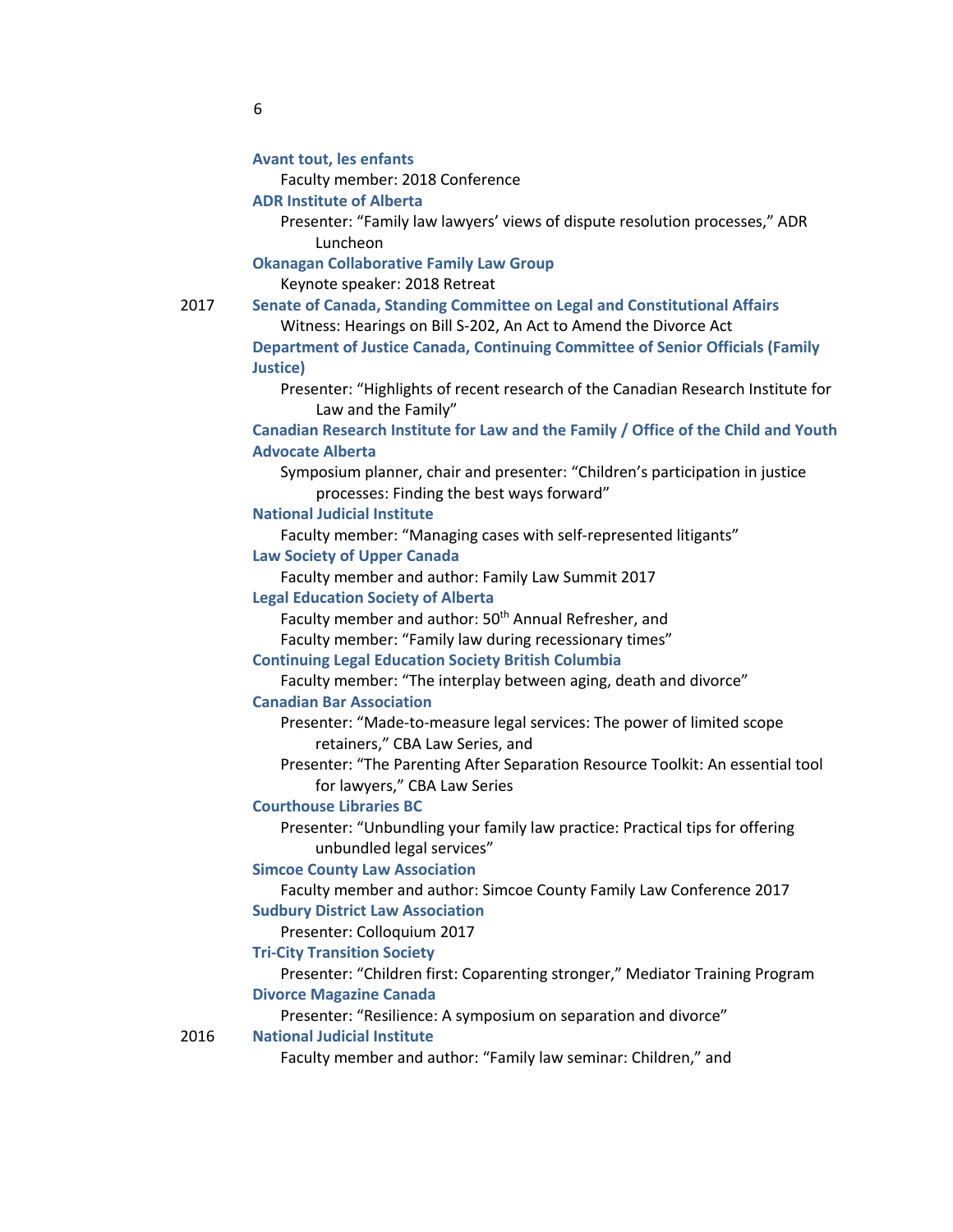**Avant tout, les enfants**

Faculty member: 2018 Conference

**ADR Institute of Alberta**

Presenter: "Family law lawyers' views of dispute resolution processes," ADR Luncheon

**Okanagan Collaborative Family Law Group**

Keynote speaker: 2018 Retreat

2017 **Senate of Canada, Standing Committee on Legal and Constitutional Affairs**

Witness: Hearings on Bill S-202, An Act to Amend the Divorce Act

**Department of Justice Canada, Continuing Committee of Senior Officials (Family Justice)**

Presenter: "Highlights of recent research of the Canadian Research Institute for Law and the Family"

**Canadian Research Institute for Law and the Family / Office of the Child and Youth Advocate Alberta**

Symposium planner, chair and presenter: "Children's participation in justice processes: Finding the best ways forward"

**National Judicial Institute**

Faculty member: "Managing cases with self-represented litigants"

**Law Society of Upper Canada**

Faculty member and author: Family Law Summit 2017

**Legal Education Society of Alberta**

Faculty member and author: 50th Annual Refresher, and

Faculty member: "Family law during recessionary times"

**Continuing Legal Education Society British Columbia**

Faculty member: "The interplay between aging, death and divorce"

**Canadian Bar Association**

Presenter: "Made-to-measure legal services: The power of limited scope retainers," CBA Law Series, and

Presenter: "The Parenting After Separation Resource Toolkit: An essential tool for lawyers," CBA Law Series

**Courthouse Libraries BC**

Presenter: "Unbundling your family law practice: Practical tips for offering unbundled legal services"

**Simcoe County Law Association**

Faculty member and author: Simcoe County Family Law Conference 2017

**Sudbury District Law Association**

Presenter: Colloquium 2017

**Tri-City Transition Society**

Presenter: "Children first: Coparenting stronger," Mediator Training Program

**Divorce Magazine Canada**

Presenter: "Resilience: A symposium on separation and divorce"

2016 **National Judicial Institute**

Faculty member and author: "Family law seminar: Children," and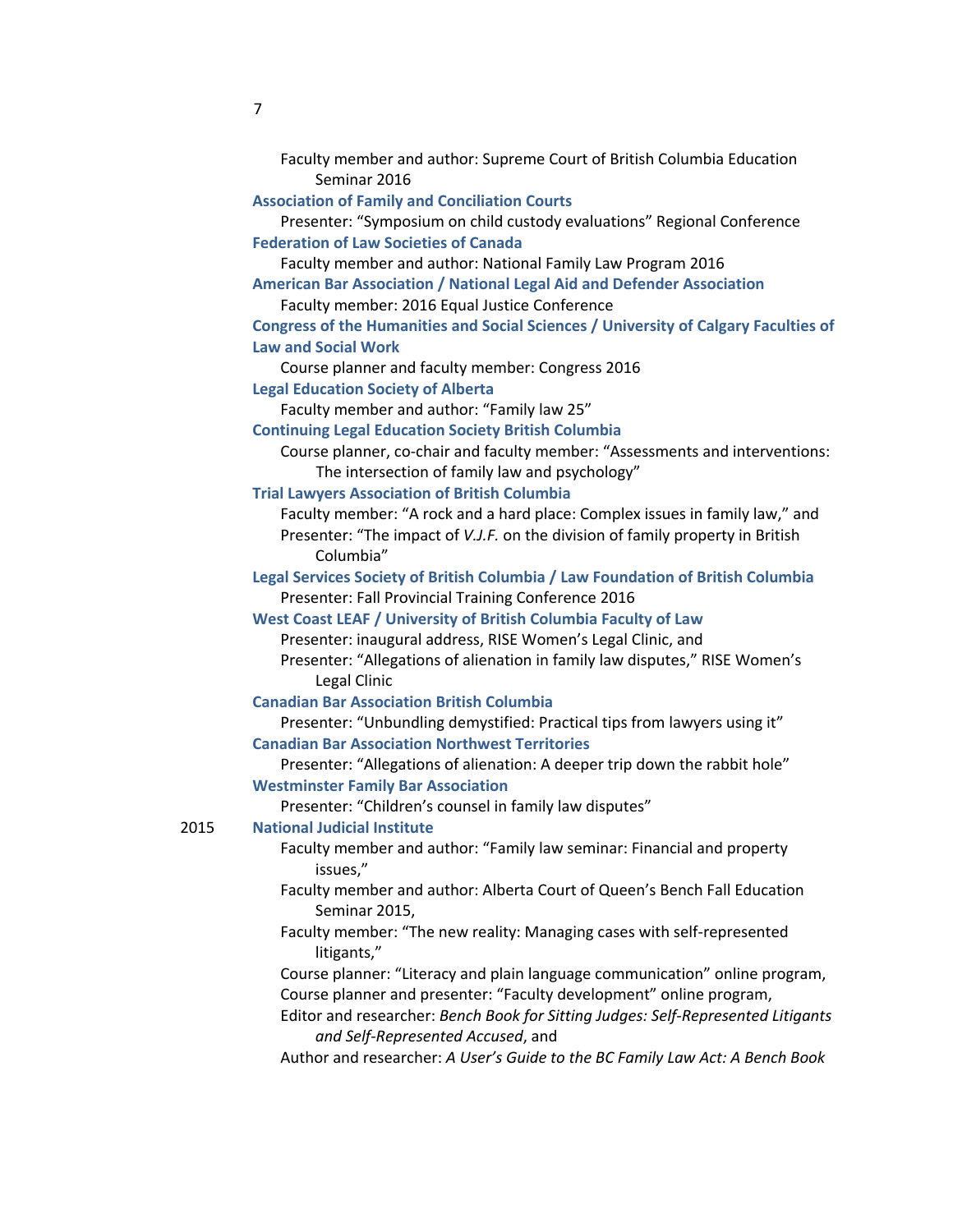Faculty member and author: Supreme Court of British Columbia Education Seminar 2016

**Association of Family and Conciliation Courts**

Presenter: "Symposium on child custody evaluations" Regional Conference

**Federation of Law Societies of Canada**

Faculty member and author: National Family Law Program 2016

**American Bar Association / National Legal Aid and Defender Association**

Faculty member: 2016 Equal Justice Conference

**Congress of the Humanities and Social Sciences / University of Calgary Faculties of Law and Social Work**

Course planner and faculty member: Congress 2016

**Legal Education Society of Alberta**

Faculty member and author: "Family law 25"

**Continuing Legal Education Society British Columbia**

Course planner, co-chair and faculty member: "Assessments and interventions: The intersection of family law and psychology"

**Trial Lawyers Association of British Columbia**

Faculty member: "A rock and a hard place: Complex issues in family law," and
Presenter: "The impact of *V.J.F.* on the division of family property in British Columbia"

**Legal Services Society of British Columbia / Law Foundation of British Columbia**

Presenter: Fall Provincial Training Conference 2016

**West Coast LEAF / University of British Columbia Faculty of Law**

Presenter: inaugural address, RISE Women's Legal Clinic, and
Presenter: "Allegations of alienation in family law disputes," RISE Women's Legal Clinic

**Canadian Bar Association British Columbia**

Presenter: "Unbundling demystified: Practical tips from lawyers using it"

**Canadian Bar Association Northwest Territories**

Presenter: "Allegations of alienation: A deeper trip down the rabbit hole"

**Westminster Family Bar Association**

Presenter: "Children's counsel in family law disputes"

2015 **National Judicial Institute**

Faculty member and author: "Family law seminar: Financial and property issues,"
Faculty member and author: Alberta Court of Queen's Bench Fall Education Seminar 2015,
Faculty member: "The new reality: Managing cases with self-represented litigants,"
Course planner: "Literacy and plain language communication" online program,
Course planner and presenter: "Faculty development" online program,
Editor and researcher: *Bench Book for Sitting Judges: Self-Represented Litigants and Self-Represented Accused*, and
Author and researcher: *A User's Guide to the BC Family Law Act: A Bench Book*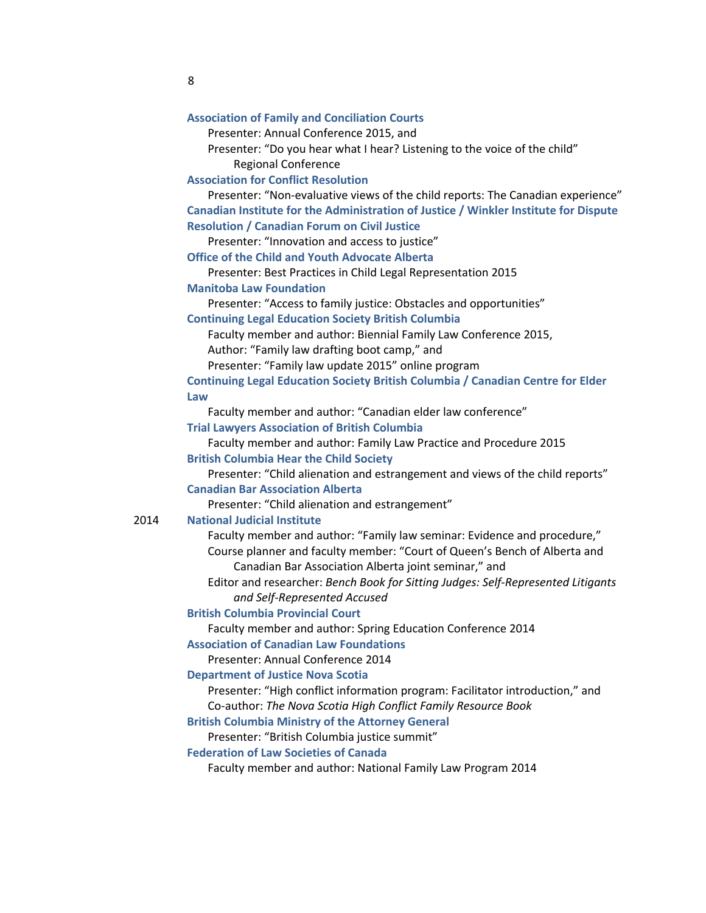**Association of Family and Conciliation Courts**

Presenter: Annual Conference 2015, and

Presenter: "Do you hear what I hear? Listening to the voice of the child" Regional Conference

**Association for Conflict Resolution**

Presenter: "Non-evaluative views of the child reports: The Canadian experience"

**Canadian Institute for the Administration of Justice / Winkler Institute for Dispute Resolution / Canadian Forum on Civil Justice**

Presenter: "Innovation and access to justice"

**Office of the Child and Youth Advocate Alberta**

Presenter: Best Practices in Child Legal Representation 2015

**Manitoba Law Foundation**

Presenter: "Access to family justice: Obstacles and opportunities"

**Continuing Legal Education Society British Columbia**

Faculty member and author: Biennial Family Law Conference 2015,

Author: "Family law drafting boot camp," and

Presenter: "Family law update 2015" online program

**Continuing Legal Education Society British Columbia / Canadian Centre for Elder Law**

Faculty member and author: "Canadian elder law conference"

**Trial Lawyers Association of British Columbia**

Faculty member and author: Family Law Practice and Procedure 2015

**British Columbia Hear the Child Society**

Presenter: "Child alienation and estrangement and views of the child reports"

**Canadian Bar Association Alberta**

Presenter: "Child alienation and estrangement"

2014 **National Judicial Institute**

Faculty member and author: "Family law seminar: Evidence and procedure,"

Course planner and faculty member: "Court of Queen's Bench of Alberta and Canadian Bar Association Alberta joint seminar," and

Editor and researcher: *Bench Book for Sitting Judges: Self-Represented Litigants and Self-Represented Accused*

**British Columbia Provincial Court**

Faculty member and author: Spring Education Conference 2014

**Association of Canadian Law Foundations**

Presenter: Annual Conference 2014

**Department of Justice Nova Scotia**

Presenter: "High conflict information program: Facilitator introduction," and

Co-author: *The Nova Scotia High Conflict Family Resource Book*

**British Columbia Ministry of the Attorney General**

Presenter: "British Columbia justice summit"

**Federation of Law Societies of Canada**

Faculty member and author: National Family Law Program 2014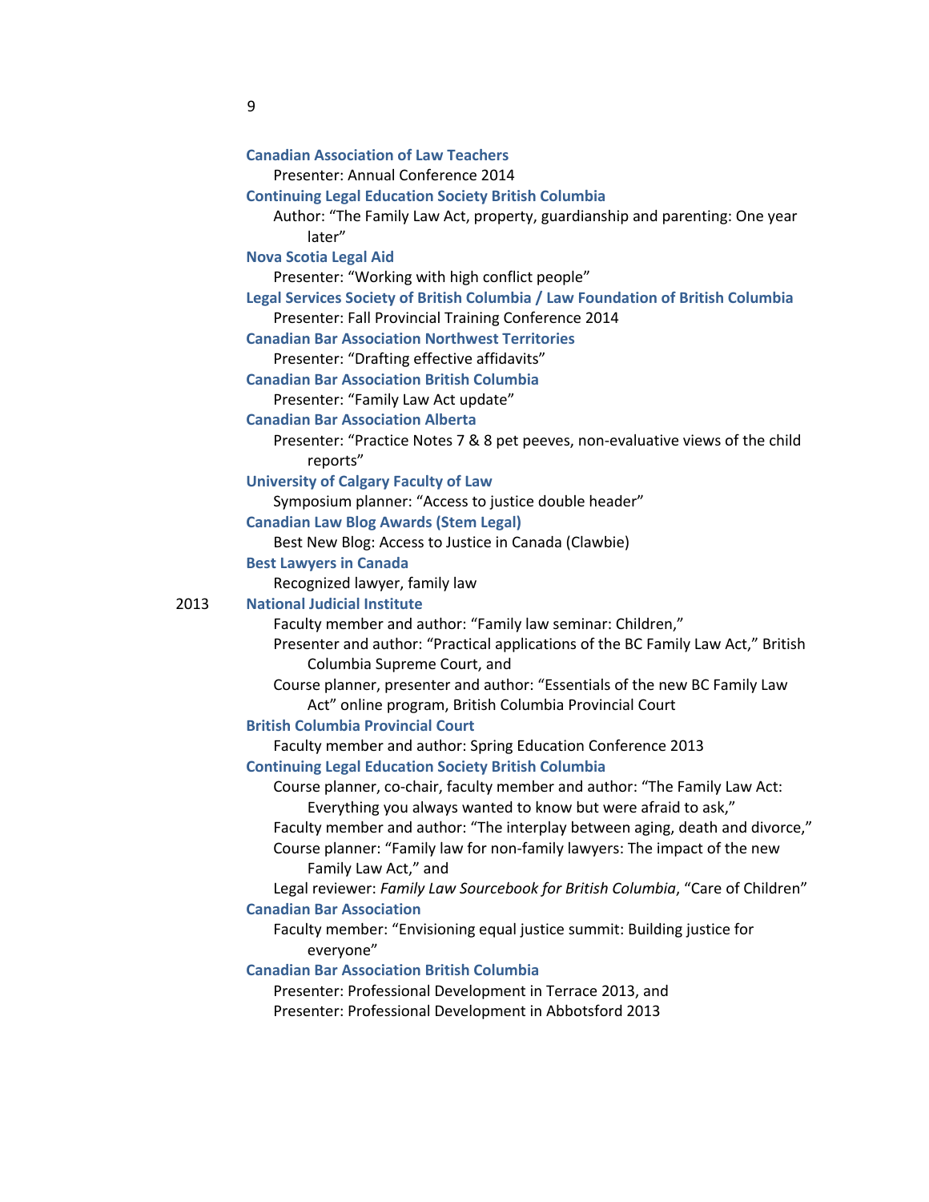**Canadian Association of Law Teachers**
Presenter: Annual Conference 2014

**Continuing Legal Education Society British Columbia**
Author: "The Family Law Act, property, guardianship and parenting: One year later"

**Nova Scotia Legal Aid**
Presenter: "Working with high conflict people"

**Legal Services Society of British Columbia / Law Foundation of British Columbia**
Presenter: Fall Provincial Training Conference 2014

**Canadian Bar Association Northwest Territories**
Presenter: "Drafting effective affidavits"

**Canadian Bar Association British Columbia**
Presenter: "Family Law Act update"

**Canadian Bar Association Alberta**
Presenter: "Practice Notes 7 & 8 pet peeves, non-evaluative views of the child reports"

**University of Calgary Faculty of Law**
Symposium planner: "Access to justice double header"

**Canadian Law Blog Awards (Stem Legal)**
Best New Blog: Access to Justice in Canada (Clawbie)

**Best Lawyers in Canada**
Recognized lawyer, family law

2013 **National Judicial Institute**
Faculty member and author: "Family law seminar: Children,"
Presenter and author: "Practical applications of the BC Family Law Act," British Columbia Supreme Court, and
Course planner, presenter and author: "Essentials of the new BC Family Law Act" online program, British Columbia Provincial Court

**British Columbia Provincial Court**
Faculty member and author: Spring Education Conference 2013

**Continuing Legal Education Society British Columbia**
Course planner, co-chair, faculty member and author: "The Family Law Act: Everything you always wanted to know but were afraid to ask,"
Faculty member and author: "The interplay between aging, death and divorce,"
Course planner: "Family law for non-family lawyers: The impact of the new Family Law Act," and
Legal reviewer: *Family Law Sourcebook for British Columbia*, "Care of Children"

**Canadian Bar Association**
Faculty member: "Envisioning equal justice summit: Building justice for everyone"

**Canadian Bar Association British Columbia**
Presenter: Professional Development in Terrace 2013, and
Presenter: Professional Development in Abbotsford 2013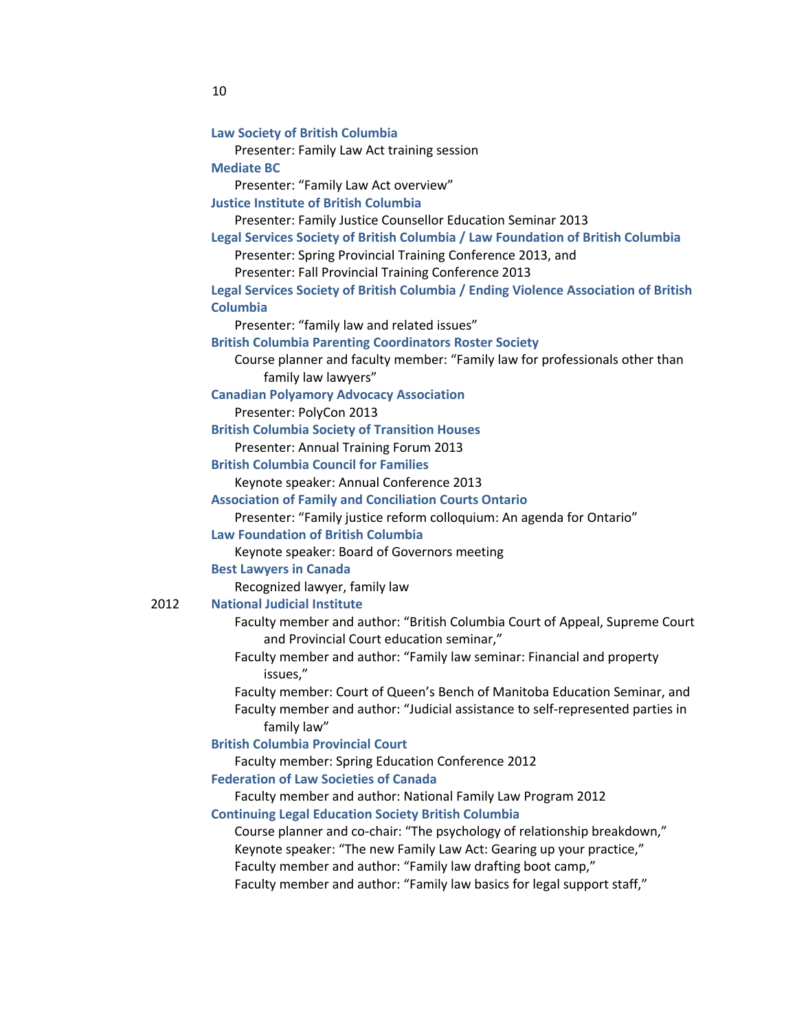**Law Society of British Columbia**
Presenter: Family Law Act training session

**Mediate BC**
Presenter: "Family Law Act overview"

**Justice Institute of British Columbia**
Presenter: Family Justice Counsellor Education Seminar 2013

**Legal Services Society of British Columbia / Law Foundation of British Columbia**
Presenter: Spring Provincial Training Conference 2013, and
Presenter: Fall Provincial Training Conference 2013

**Legal Services Society of British Columbia / Ending Violence Association of British Columbia**
Presenter: "family law and related issues"

**British Columbia Parenting Coordinators Roster Society**
Course planner and faculty member: "Family law for professionals other than family law lawyers"

**Canadian Polyamory Advocacy Association**
Presenter: PolyCon 2013

**British Columbia Society of Transition Houses**
Presenter: Annual Training Forum 2013

**British Columbia Council for Families**
Keynote speaker: Annual Conference 2013

**Association of Family and Conciliation Courts Ontario**
Presenter: "Family justice reform colloquium: An agenda for Ontario"

**Law Foundation of British Columbia**
Keynote speaker: Board of Governors meeting

**Best Lawyers in Canada**
Recognized lawyer, family law

2012 **National Judicial Institute**
Faculty member and author: "British Columbia Court of Appeal, Supreme Court and Provincial Court education seminar,"
Faculty member and author: "Family law seminar: Financial and property issues,"
Faculty member: Court of Queen's Bench of Manitoba Education Seminar, and
Faculty member and author: "Judicial assistance to self-represented parties in family law"

**British Columbia Provincial Court**
Faculty member: Spring Education Conference 2012

**Federation of Law Societies of Canada**
Faculty member and author: National Family Law Program 2012

**Continuing Legal Education Society British Columbia**
Course planner and co-chair: "The psychology of relationship breakdown,"
Keynote speaker: "The new Family Law Act: Gearing up your practice,"
Faculty member and author: "Family law drafting boot camp,"
Faculty member and author: "Family law basics for legal support staff,"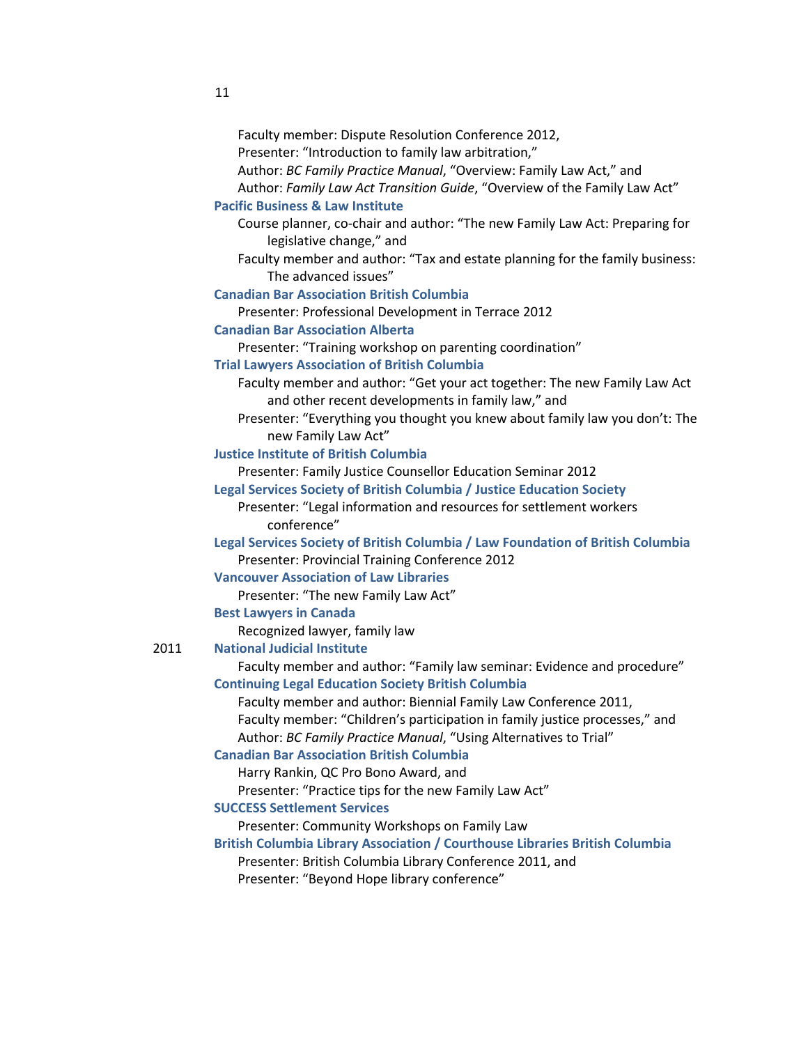Faculty member: Dispute Resolution Conference 2012,
Presenter: "Introduction to family law arbitration,"
Author: *BC Family Practice Manual*, "Overview: Family Law Act," and
Author: *Family Law Act Transition Guide*, "Overview of the Family Law Act"

**Pacific Business & Law Institute**

Course planner, co-chair and author: "The new Family Law Act: Preparing for legislative change," and
Faculty member and author: "Tax and estate planning for the family business: The advanced issues"

**Canadian Bar Association British Columbia**

Presenter: Professional Development in Terrace 2012

**Canadian Bar Association Alberta**

Presenter: "Training workshop on parenting coordination"

**Trial Lawyers Association of British Columbia**

Faculty member and author: "Get your act together: The new Family Law Act and other recent developments in family law," and
Presenter: "Everything you thought you knew about family law you don't: The new Family Law Act"

**Justice Institute of British Columbia**

Presenter: Family Justice Counsellor Education Seminar 2012

**Legal Services Society of British Columbia / Justice Education Society**

Presenter: "Legal information and resources for settlement workers conference"

**Legal Services Society of British Columbia / Law Foundation of British Columbia**

Presenter: Provincial Training Conference 2012

**Vancouver Association of Law Libraries**

Presenter: "The new Family Law Act"

**Best Lawyers in Canada**

Recognized lawyer, family law

2011 **National Judicial Institute**

Faculty member and author: "Family law seminar: Evidence and procedure"

**Continuing Legal Education Society British Columbia**

Faculty member and author: Biennial Family Law Conference 2011,
Faculty member: "Children's participation in family justice processes," and
Author: *BC Family Practice Manual*, "Using Alternatives to Trial"

**Canadian Bar Association British Columbia**

Harry Rankin, QC Pro Bono Award, and
Presenter: "Practice tips for the new Family Law Act"

**SUCCESS Settlement Services**

Presenter: Community Workshops on Family Law

**British Columbia Library Association / Courthouse Libraries British Columbia**

Presenter: British Columbia Library Conference 2011, and
Presenter: "Beyond Hope library conference"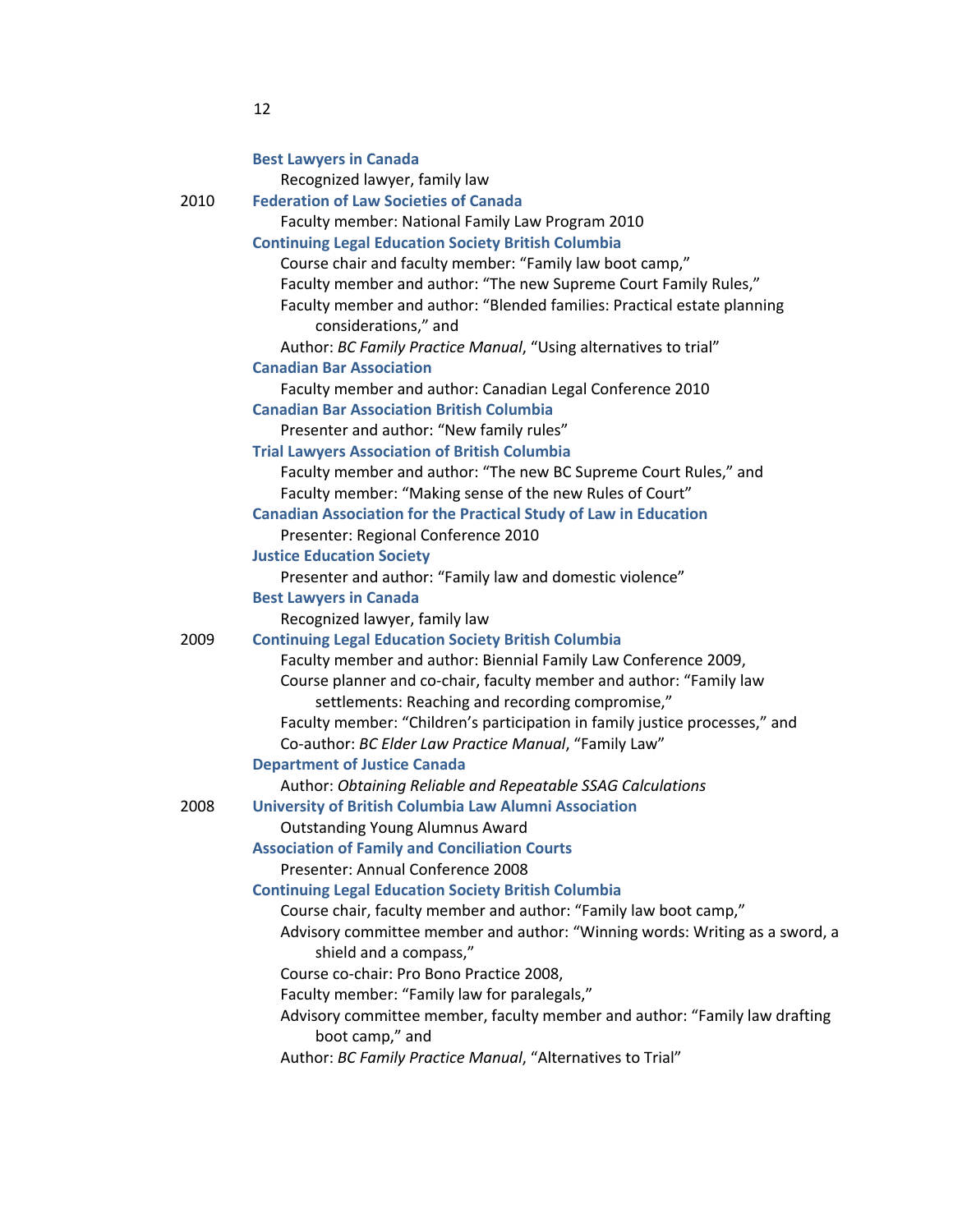**Best Lawyers in Canada**
  Recognized lawyer, family law

2010 **Federation of Law Societies of Canada**
  Faculty member: National Family Law Program 2010

**Continuing Legal Education Society British Columbia**
  Course chair and faculty member: "Family law boot camp,"
  Faculty member and author: "The new Supreme Court Family Rules,"
  Faculty member and author: "Blended families: Practical estate planning considerations," and
  Author: *BC Family Practice Manual*, "Using alternatives to trial"

**Canadian Bar Association**
  Faculty member and author: Canadian Legal Conference 2010

**Canadian Bar Association British Columbia**
  Presenter and author: "New family rules"

**Trial Lawyers Association of British Columbia**
  Faculty member and author: "The new BC Supreme Court Rules," and
  Faculty member: "Making sense of the new Rules of Court"

**Canadian Association for the Practical Study of Law in Education**
  Presenter: Regional Conference 2010

**Justice Education Society**
  Presenter and author: "Family law and domestic violence"

**Best Lawyers in Canada**
  Recognized lawyer, family law

2009 **Continuing Legal Education Society British Columbia**
  Faculty member and author: Biennial Family Law Conference 2009,
  Course planner and co-chair, faculty member and author: "Family law settlements: Reaching and recording compromise,"
  Faculty member: "Children's participation in family justice processes," and
  Co-author: *BC Elder Law Practice Manual*, "Family Law"

**Department of Justice Canada**
  Author: *Obtaining Reliable and Repeatable SSAG Calculations*

2008 **University of British Columbia Law Alumni Association**
  Outstanding Young Alumnus Award

**Association of Family and Conciliation Courts**
  Presenter: Annual Conference 2008

**Continuing Legal Education Society British Columbia**
  Course chair, faculty member and author: "Family law boot camp,"
  Advisory committee member and author: "Winning words: Writing as a sword, a shield and a compass,"
  Course co-chair: Pro Bono Practice 2008,
  Faculty member: "Family law for paralegals,"
  Advisory committee member, faculty member and author: "Family law drafting boot camp," and
  Author: *BC Family Practice Manual*, "Alternatives to Trial"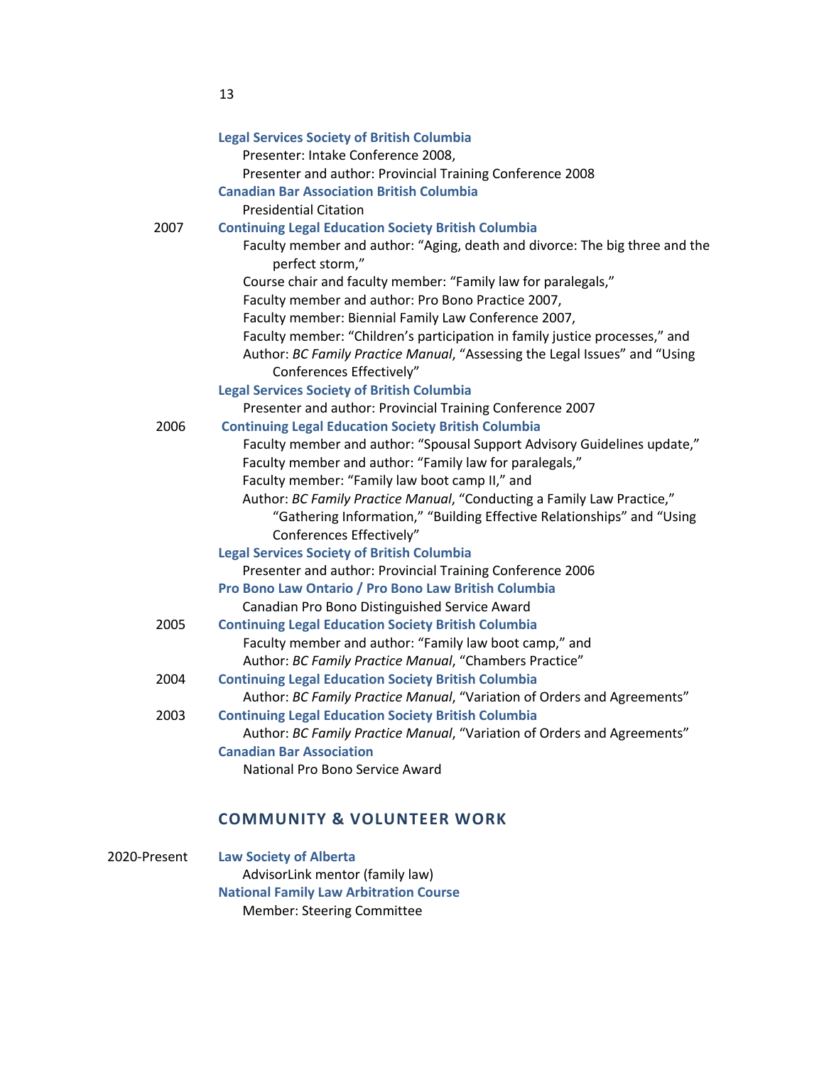**Legal Services Society of British Columbia**
Presenter: Intake Conference 2008,
Presenter and author: Provincial Training Conference 2008

**Canadian Bar Association British Columbia**
Presidential Citation

2007 **Continuing Legal Education Society British Columbia**
Faculty member and author: "Aging, death and divorce: The big three and the perfect storm,"
Course chair and faculty member: "Family law for paralegals,"
Faculty member and author: Pro Bono Practice 2007,
Faculty member: Biennial Family Law Conference 2007,
Faculty member: "Children's participation in family justice processes," and
Author: *BC Family Practice Manual*, "Assessing the Legal Issues" and "Using Conferences Effectively"

**Legal Services Society of British Columbia**
Presenter and author: Provincial Training Conference 2007

2006 **Continuing Legal Education Society British Columbia**
Faculty member and author: "Spousal Support Advisory Guidelines update,"
Faculty member and author: "Family law for paralegals,"
Faculty member: "Family law boot camp II," and
Author: *BC Family Practice Manual*, "Conducting a Family Law Practice," "Gathering Information," "Building Effective Relationships" and "Using Conferences Effectively"

**Legal Services Society of British Columbia**
Presenter and author: Provincial Training Conference 2006

**Pro Bono Law Ontario / Pro Bono Law British Columbia**
Canadian Pro Bono Distinguished Service Award

2005 **Continuing Legal Education Society British Columbia**
Faculty member and author: "Family law boot camp," and
Author: *BC Family Practice Manual*, "Chambers Practice"

2004 **Continuing Legal Education Society British Columbia**
Author: *BC Family Practice Manual*, "Variation of Orders and Agreements"

2003 **Continuing Legal Education Society British Columbia**
Author: *BC Family Practice Manual*, "Variation of Orders and Agreements"

**Canadian Bar Association**
National Pro Bono Service Award

## COMMUNITY & VOLUNTEER WORK

2020-Present **Law Society of Alberta**
AdvisorLink mentor (family law)

**National Family Law Arbitration Course**
Member: Steering Committee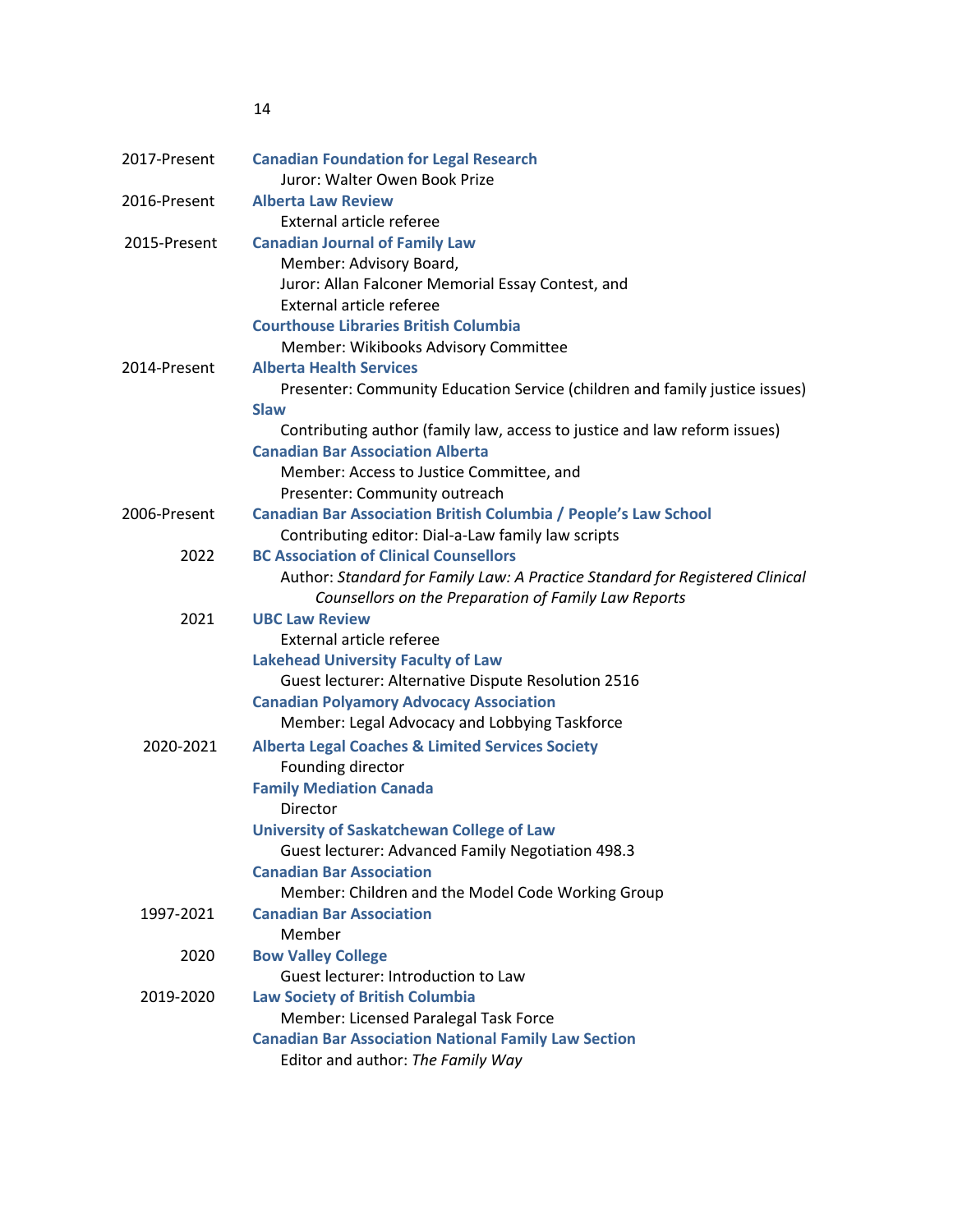| | |
|---|---|
| 2017-Present | **Canadian Foundation for Legal Research**<br>Juror: Walter Owen Book Prize |
| 2016-Present | **Alberta Law Review**<br>External article referee |
| 2015-Present | **Canadian Journal of Family Law**<br>Member: Advisory Board,<br>Juror: Allan Falconer Memorial Essay Contest, and<br>External article referee |
| | **Courthouse Libraries British Columbia**<br>Member: Wikibooks Advisory Committee |
| 2014-Present | **Alberta Health Services**<br>Presenter: Community Education Service (children and family justice issues) |
| | **Slaw**<br>Contributing author (family law, access to justice and law reform issues) |
| | **Canadian Bar Association Alberta**<br>Member: Access to Justice Committee, and<br>Presenter: Community outreach |
| 2006-Present | **Canadian Bar Association British Columbia / People's Law School**<br>Contributing editor: Dial-a-Law family law scripts |
| 2022 | **BC Association of Clinical Counsellors**<br>Author: *Standard for Family Law: A Practice Standard for Registered Clinical Counsellors on the Preparation of Family Law Reports* |
| 2021 | **UBC Law Review**<br>External article referee |
| | **Lakehead University Faculty of Law**<br>Guest lecturer: Alternative Dispute Resolution 2516 |
| | **Canadian Polyamory Advocacy Association**<br>Member: Legal Advocacy and Lobbying Taskforce |
| 2020-2021 | **Alberta Legal Coaches & Limited Services Society**<br>Founding director |
| | **Family Mediation Canada**<br>Director |
| | **University of Saskatchewan College of Law**<br>Guest lecturer: Advanced Family Negotiation 498.3 |
| | **Canadian Bar Association**<br>Member: Children and the Model Code Working Group |
| 1997-2021 | **Canadian Bar Association**<br>Member |
| 2020 | **Bow Valley College**<br>Guest lecturer: Introduction to Law |
| 2019-2020 | **Law Society of British Columbia**<br>Member: Licensed Paralegal Task Force |
| | **Canadian Bar Association National Family Law Section**<br>Editor and author: *The Family Way* |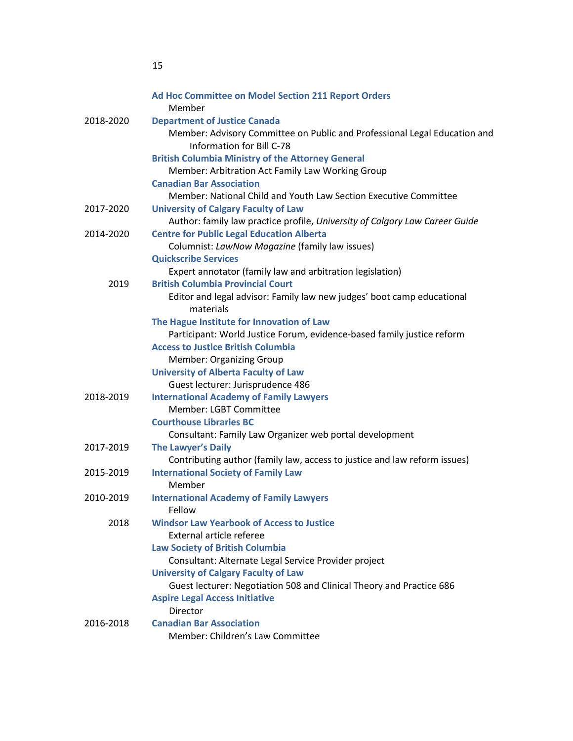**Ad Hoc Committee on Model Section 211 Report Orders**
Member

2018-2020 **Department of Justice Canada**
Member: Advisory Committee on Public and Professional Legal Education and Information for Bill C-78

**British Columbia Ministry of the Attorney General**
Member: Arbitration Act Family Law Working Group

**Canadian Bar Association**
Member: National Child and Youth Law Section Executive Committee

2017-2020 **University of Calgary Faculty of Law**
Author: family law practice profile, *University of Calgary Law Career Guide*

2014-2020 **Centre for Public Legal Education Alberta**
Columnist: *LawNow Magazine* (family law issues)

**Quickscribe Services**
Expert annotator (family law and arbitration legislation)

2019 **British Columbia Provincial Court**
Editor and legal advisor: Family law new judges' boot camp educational materials

**The Hague Institute for Innovation of Law**
Participant: World Justice Forum, evidence-based family justice reform

**Access to Justice British Columbia**
Member: Organizing Group

**University of Alberta Faculty of Law**
Guest lecturer: Jurisprudence 486

2018-2019 **International Academy of Family Lawyers**
Member: LGBT Committee

**Courthouse Libraries BC**
Consultant: Family Law Organizer web portal development

2017-2019 **The Lawyer's Daily**
Contributing author (family law, access to justice and law reform issues)

2015-2019 **International Society of Family Law**
Member

2010-2019 **International Academy of Family Lawyers**
Fellow

2018 **Windsor Law Yearbook of Access to Justice**
External article referee

**Law Society of British Columbia**
Consultant: Alternate Legal Service Provider project

**University of Calgary Faculty of Law**
Guest lecturer: Negotiation 508 and Clinical Theory and Practice 686

**Aspire Legal Access Initiative**
Director

2016-2018 **Canadian Bar Association**
Member: Children's Law Committee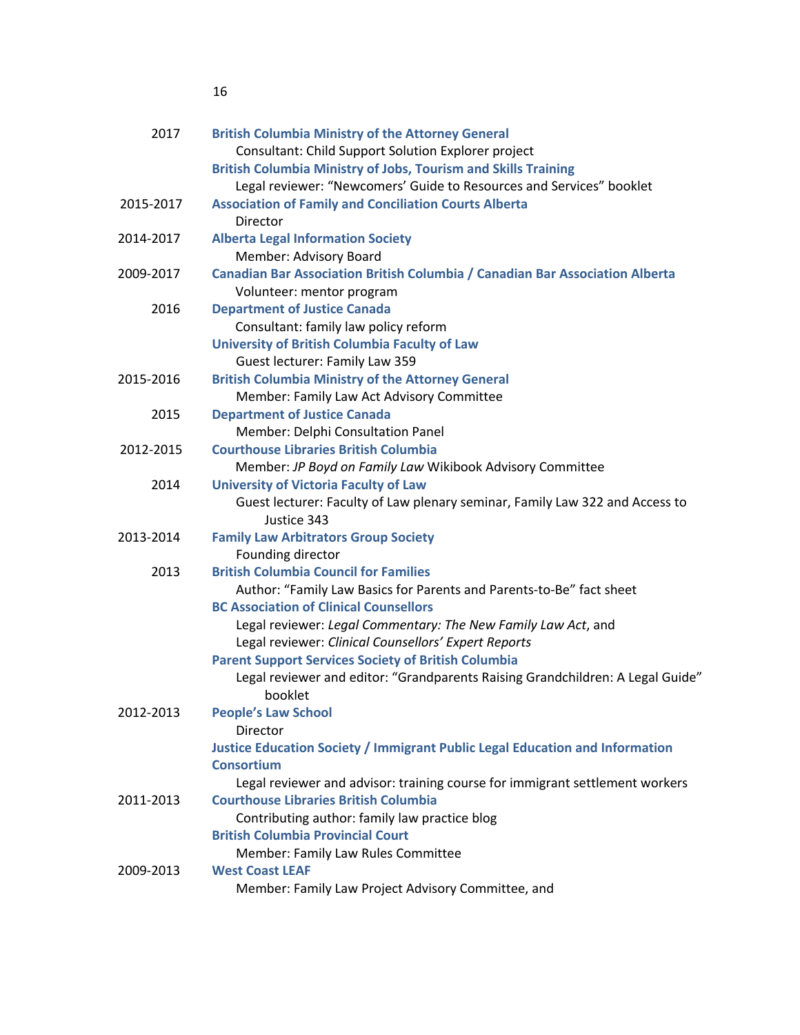2017 **British Columbia Ministry of the Attorney General**
Consultant: Child Support Solution Explorer project

**British Columbia Ministry of Jobs, Tourism and Skills Training**
Legal reviewer: "Newcomers' Guide to Resources and Services" booklet

2015-2017 **Association of Family and Conciliation Courts Alberta**
Director

2014-2017 **Alberta Legal Information Society**
Member: Advisory Board

2009-2017 **Canadian Bar Association British Columbia / Canadian Bar Association Alberta**
Volunteer: mentor program

2016 **Department of Justice Canada**
Consultant: family law policy reform

**University of British Columbia Faculty of Law**
Guest lecturer: Family Law 359

2015-2016 **British Columbia Ministry of the Attorney General**
Member: Family Law Act Advisory Committee

2015 **Department of Justice Canada**
Member: Delphi Consultation Panel

2012-2015 **Courthouse Libraries British Columbia**
Member: *JP Boyd on Family Law* Wikibook Advisory Committee

2014 **University of Victoria Faculty of Law**
Guest lecturer: Faculty of Law plenary seminar, Family Law 322 and Access to Justice 343

2013-2014 **Family Law Arbitrators Group Society**
Founding director

2013 **British Columbia Council for Families**
Author: "Family Law Basics for Parents and Parents-to-Be" fact sheet

**BC Association of Clinical Counsellors**
Legal reviewer: *Legal Commentary: The New Family Law Act*, and
Legal reviewer: *Clinical Counsellors' Expert Reports*

**Parent Support Services Society of British Columbia**
Legal reviewer and editor: "Grandparents Raising Grandchildren: A Legal Guide" booklet

2012-2013 **People's Law School**
Director

**Justice Education Society / Immigrant Public Legal Education and Information Consortium**
Legal reviewer and advisor: training course for immigrant settlement workers

2011-2013 **Courthouse Libraries British Columbia**
Contributing author: family law practice blog

**British Columbia Provincial Court**
Member: Family Law Rules Committee

2009-2013 **West Coast LEAF**
Member: Family Law Project Advisory Committee, and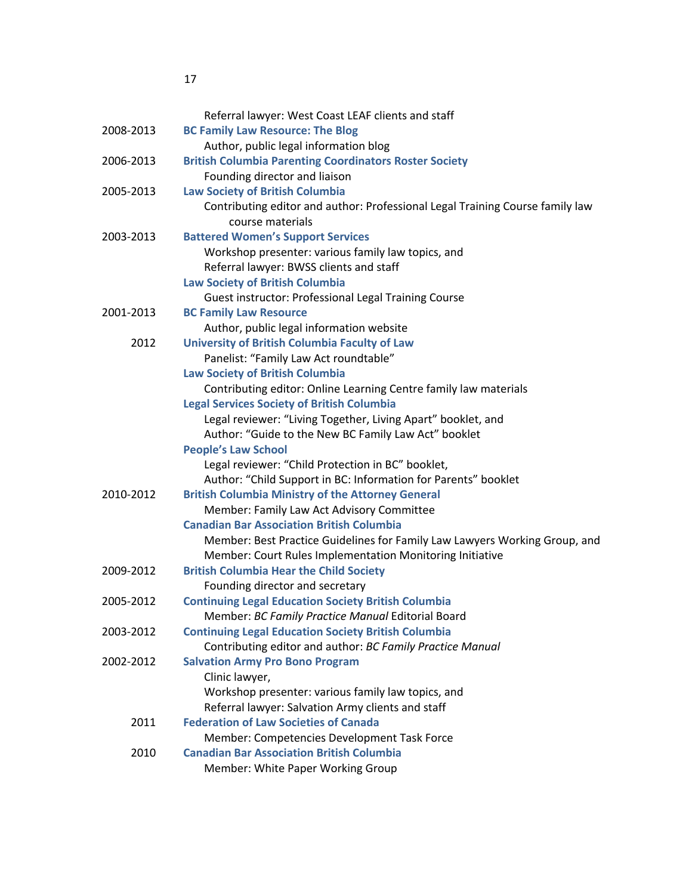Referral lawyer: West Coast LEAF clients and staff

2008-2013 **BC Family Law Resource: The Blog**
Author, public legal information blog

2006-2013 **British Columbia Parenting Coordinators Roster Society**
Founding director and liaison

2005-2013 **Law Society of British Columbia**
Contributing editor and author: Professional Legal Training Course family law course materials

2003-2013 **Battered Women's Support Services**
Workshop presenter: various family law topics, and
Referral lawyer: BWSS clients and staff

**Law Society of British Columbia**
Guest instructor: Professional Legal Training Course

2001-2013 **BC Family Law Resource**
Author, public legal information website

2012 **University of British Columbia Faculty of Law**
Panelist: "Family Law Act roundtable"

**Law Society of British Columbia**
Contributing editor: Online Learning Centre family law materials

**Legal Services Society of British Columbia**
Legal reviewer: "Living Together, Living Apart" booklet, and
Author: "Guide to the New BC Family Law Act" booklet

**People's Law School**
Legal reviewer: "Child Protection in BC" booklet,
Author: "Child Support in BC: Information for Parents" booklet

2010-2012 **British Columbia Ministry of the Attorney General**
Member: Family Law Act Advisory Committee

**Canadian Bar Association British Columbia**
Member: Best Practice Guidelines for Family Law Lawyers Working Group, and
Member: Court Rules Implementation Monitoring Initiative

2009-2012 **British Columbia Hear the Child Society**
Founding director and secretary

2005-2012 **Continuing Legal Education Society British Columbia**
Member: *BC Family Practice Manual* Editorial Board

2003-2012 **Continuing Legal Education Society British Columbia**
Contributing editor and author: *BC Family Practice Manual*

2002-2012 **Salvation Army Pro Bono Program**
Clinic lawyer,
Workshop presenter: various family law topics, and
Referral lawyer: Salvation Army clients and staff

2011 **Federation of Law Societies of Canada**
Member: Competencies Development Task Force

2010 **Canadian Bar Association British Columbia**
Member: White Paper Working Group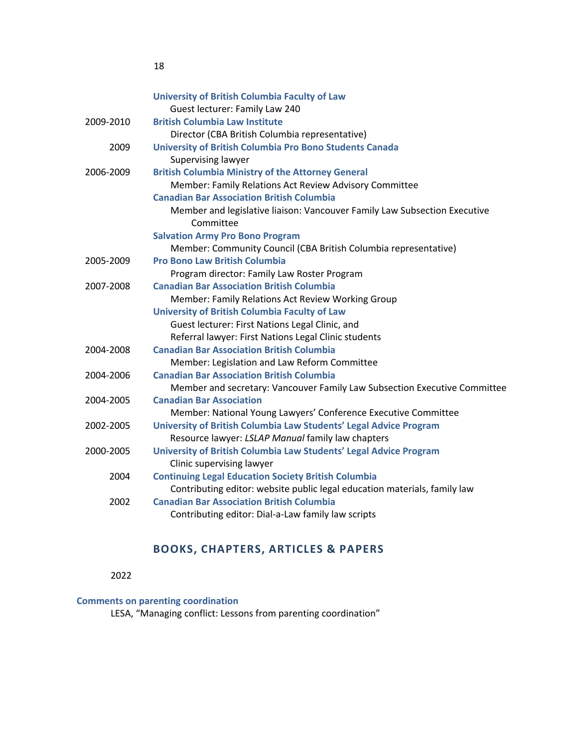**University of British Columbia Faculty of Law**
Guest lecturer: Family Law 240

2009-2010 **British Columbia Law Institute**
Director (CBA British Columbia representative)

2009 **University of British Columbia Pro Bono Students Canada**
Supervising lawyer

2006-2009 **British Columbia Ministry of the Attorney General**
Member: Family Relations Act Review Advisory Committee

**Canadian Bar Association British Columbia**
Member and legislative liaison: Vancouver Family Law Subsection Executive Committee

**Salvation Army Pro Bono Program**
Member: Community Council (CBA British Columbia representative)

2005-2009 **Pro Bono Law British Columbia**
Program director: Family Law Roster Program

2007-2008 **Canadian Bar Association British Columbia**
Member: Family Relations Act Review Working Group

**University of British Columbia Faculty of Law**
Guest lecturer: First Nations Legal Clinic, and
Referral lawyer: First Nations Legal Clinic students

2004-2008 **Canadian Bar Association British Columbia**
Member: Legislation and Law Reform Committee

2004-2006 **Canadian Bar Association British Columbia**
Member and secretary: Vancouver Family Law Subsection Executive Committee

2004-2005 **Canadian Bar Association**
Member: National Young Lawyers' Conference Executive Committee

2002-2005 **University of British Columbia Law Students' Legal Advice Program**
Resource lawyer: *LSLAP Manual* family law chapters

2000-2005 **University of British Columbia Law Students' Legal Advice Program**
Clinic supervising lawyer

2004 **Continuing Legal Education Society British Columbia**
Contributing editor: website public legal education materials, family law

2002 **Canadian Bar Association British Columbia**
Contributing editor: Dial-a-Law family law scripts

## BOOKS, CHAPTERS, ARTICLES & PAPERS

2022

**Comments on parenting coordination**
LESA, "Managing conflict: Lessons from parenting coordination"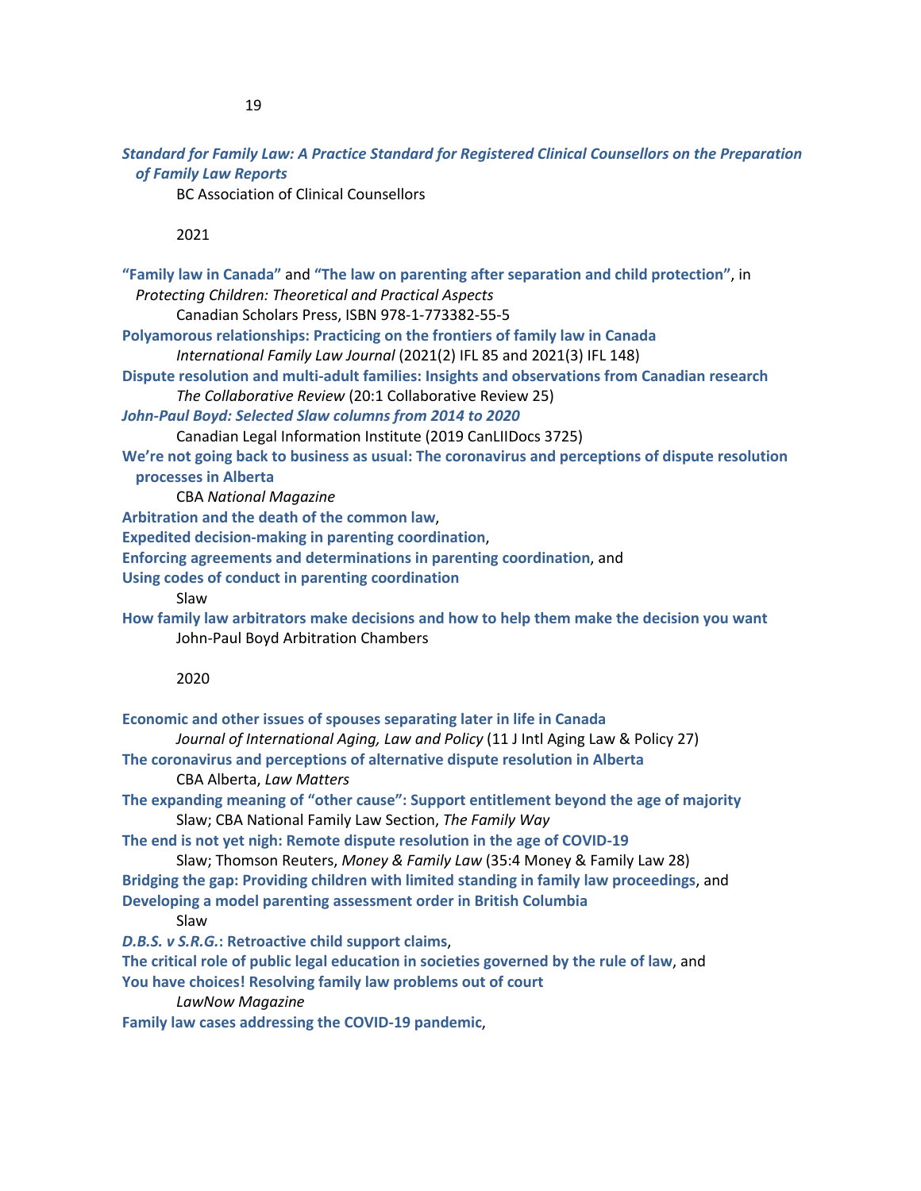***Standard for Family Law: A Practice Standard for Registered Clinical Counsellors on the Preparation of Family Law Reports***

BC Association of Clinical Counsellors

2021

**"Family law in Canada"** and **"The law on parenting after separation and child protection"**, in *Protecting Children: Theoretical and Practical Aspects*

Canadian Scholars Press, ISBN 978-1-773382-55-5

**Polyamorous relationships: Practicing on the frontiers of family law in Canada**

*International Family Law Journal* (2021(2) IFL 85 and 2021(3) IFL 148)

**Dispute resolution and multi-adult families: Insights and observations from Canadian research**

*The Collaborative Review* (20:1 Collaborative Review 25)

***John-Paul Boyd: Selected Slaw columns from 2014 to 2020***

Canadian Legal Information Institute (2019 CanLIIDocs 3725)

**We're not going back to business as usual: The coronavirus and perceptions of dispute resolution processes in Alberta**

CBA *National Magazine*

**Arbitration and the death of the common law**,
**Expedited decision-making in parenting coordination**,
**Enforcing agreements and determinations in parenting coordination**, and
**Using codes of conduct in parenting coordination**

Slaw

**How family law arbitrators make decisions and how to help them make the decision you want**

John-Paul Boyd Arbitration Chambers

2020

**Economic and other issues of spouses separating later in life in Canada**

*Journal of International Aging, Law and Policy* (11 J Intl Aging Law & Policy 27)

**The coronavirus and perceptions of alternative dispute resolution in Alberta**

CBA Alberta, *Law Matters*

**The expanding meaning of "other cause": Support entitlement beyond the age of majority**

Slaw; CBA National Family Law Section, *The Family Way*

**The end is not yet nigh: Remote dispute resolution in the age of COVID-19**

Slaw; Thomson Reuters, *Money & Family Law* (35:4 Money & Family Law 28)

**Bridging the gap: Providing children with limited standing in family law proceedings**, and
**Developing a model parenting assessment order in British Columbia**

Slaw

***D.B.S. v S.R.G.*: Retroactive child support claims**,
**The critical role of public legal education in societies governed by the rule of law**, and
**You have choices! Resolving family law problems out of court**

*LawNow Magazine*

**Family law cases addressing the COVID-19 pandemic**,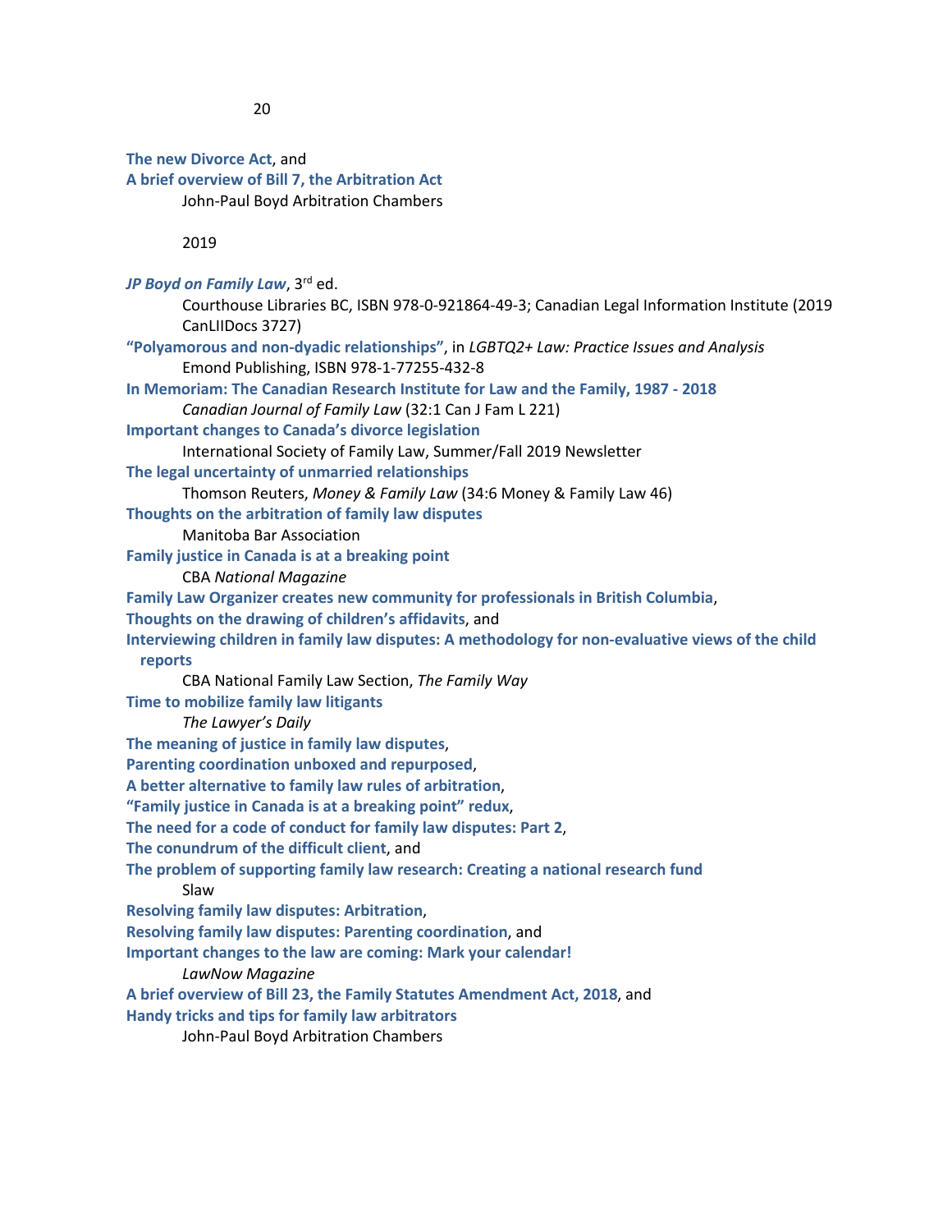**The new Divorce Act**, and
**A brief overview of Bill 7, the Arbitration Act**
  John-Paul Boyd Arbitration Chambers

2019

***JP Boyd on Family Law***, 3rd ed.
  Courthouse Libraries BC, ISBN 978-0-921864-49-3; Canadian Legal Information Institute (2019 CanLIIDocs 3727)

**"Polyamorous and non-dyadic relationships"**, in *LGBTQ2+ Law: Practice Issues and Analysis*
  Emond Publishing, ISBN 978-1-77255-432-8

**In Memoriam: The Canadian Research Institute for Law and the Family, 1987 - 2018**
  *Canadian Journal of Family Law* (32:1 Can J Fam L 221)

**Important changes to Canada's divorce legislation**
  International Society of Family Law, Summer/Fall 2019 Newsletter

**The legal uncertainty of unmarried relationships**
  Thomson Reuters, *Money & Family Law* (34:6 Money & Family Law 46)

**Thoughts on the arbitration of family law disputes**
  Manitoba Bar Association

**Family justice in Canada is at a breaking point**
  CBA *National Magazine*

**Family Law Organizer creates new community for professionals in British Columbia**,
**Thoughts on the drawing of children's affidavits**, and
**Interviewing children in family law disputes: A methodology for non-evaluative views of the child reports**
  CBA National Family Law Section, *The Family Way*

**Time to mobilize family law litigants**
  *The Lawyer's Daily*

**The meaning of justice in family law disputes**,
**Parenting coordination unboxed and repurposed**,
**A better alternative to family law rules of arbitration**,
**"Family justice in Canada is at a breaking point" redux**,
**The need for a code of conduct for family law disputes: Part 2**,
**The conundrum of the difficult client**, and
**The problem of supporting family law research: Creating a national research fund**
  Slaw

**Resolving family law disputes: Arbitration**,
**Resolving family law disputes: Parenting coordination**, and
**Important changes to the law are coming: Mark your calendar!**
  *LawNow Magazine*

**A brief overview of Bill 23, the Family Statutes Amendment Act, 2018**, and
**Handy tricks and tips for family law arbitrators**
  John-Paul Boyd Arbitration Chambers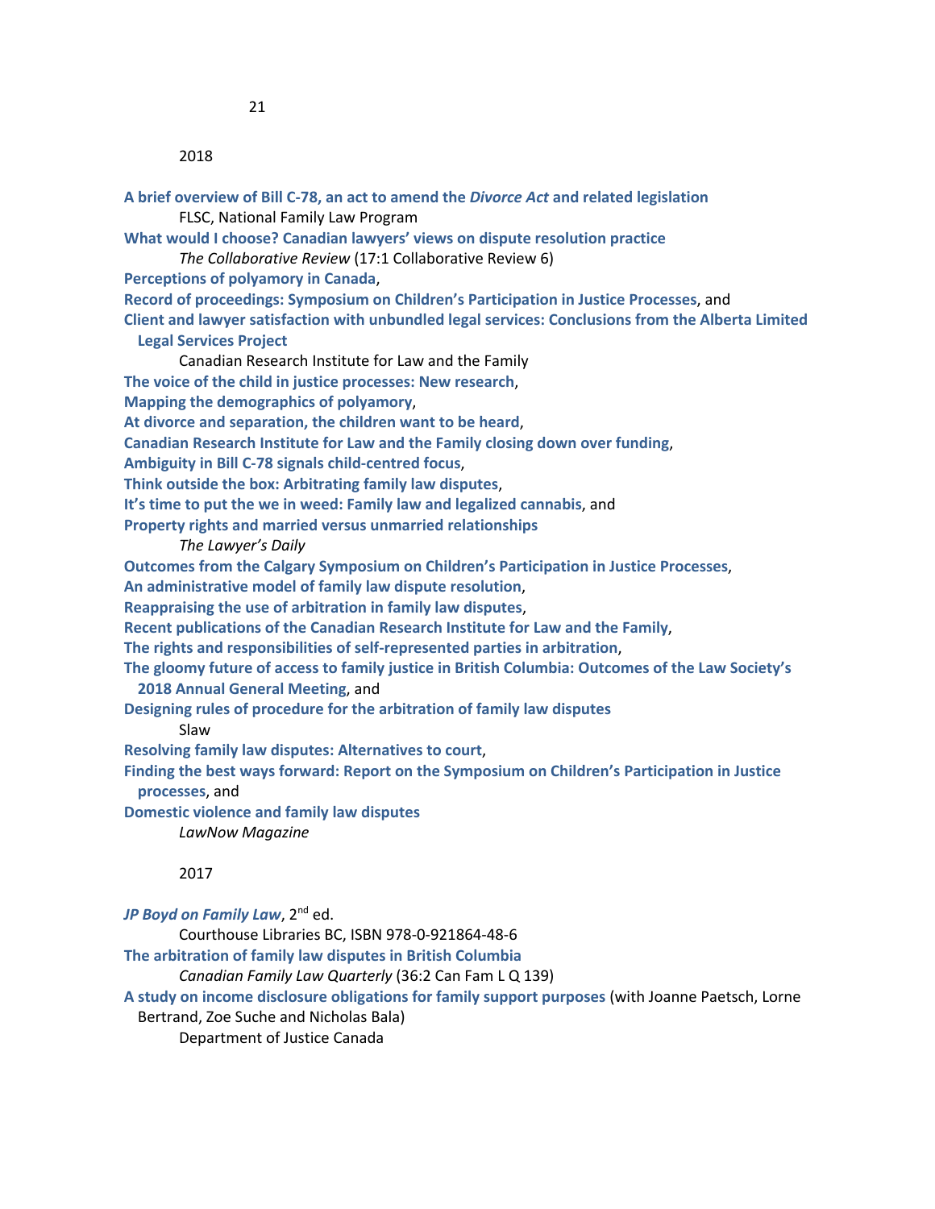2018

**A brief overview of Bill C-78, an act to amend the *Divorce Act* and related legislation**
FLSC, National Family Law Program

**What would I choose? Canadian lawyers' views on dispute resolution practice**
*The Collaborative Review* (17:1 Collaborative Review 6)

**Perceptions of polyamory in Canada**,
**Record of proceedings: Symposium on Children's Participation in Justice Processes**, and
**Client and lawyer satisfaction with unbundled legal services: Conclusions from the Alberta Limited Legal Services Project**
Canadian Research Institute for Law and the Family

**The voice of the child in justice processes: New research**,
**Mapping the demographics of polyamory**,
**At divorce and separation, the children want to be heard**,
**Canadian Research Institute for Law and the Family closing down over funding**,
**Ambiguity in Bill C-78 signals child-centred focus**,
**Think outside the box: Arbitrating family law disputes**,
**It's time to put the we in weed: Family law and legalized cannabis**, and
**Property rights and married versus unmarried relationships**
*The Lawyer's Daily*

**Outcomes from the Calgary Symposium on Children's Participation in Justice Processes**,
**An administrative model of family law dispute resolution**,
**Reappraising the use of arbitration in family law disputes**,
**Recent publications of the Canadian Research Institute for Law and the Family**,
**The rights and responsibilities of self-represented parties in arbitration**,
**The gloomy future of access to family justice in British Columbia: Outcomes of the Law Society's 2018 Annual General Meeting**, and
**Designing rules of procedure for the arbitration of family law disputes**
Slaw

**Resolving family law disputes: Alternatives to court**,
**Finding the best ways forward: Report on the Symposium on Children's Participation in Justice processes**, and
**Domestic violence and family law disputes**
*LawNow Magazine*

2017

***JP Boyd on Family Law***, 2nd ed.
Courthouse Libraries BC, ISBN 978-0-921864-48-6

**The arbitration of family law disputes in British Columbia**
*Canadian Family Law Quarterly* (36:2 Can Fam L Q 139)

**A study on income disclosure obligations for family support purposes** (with Joanne Paetsch, Lorne Bertrand, Zoe Suche and Nicholas Bala)
Department of Justice Canada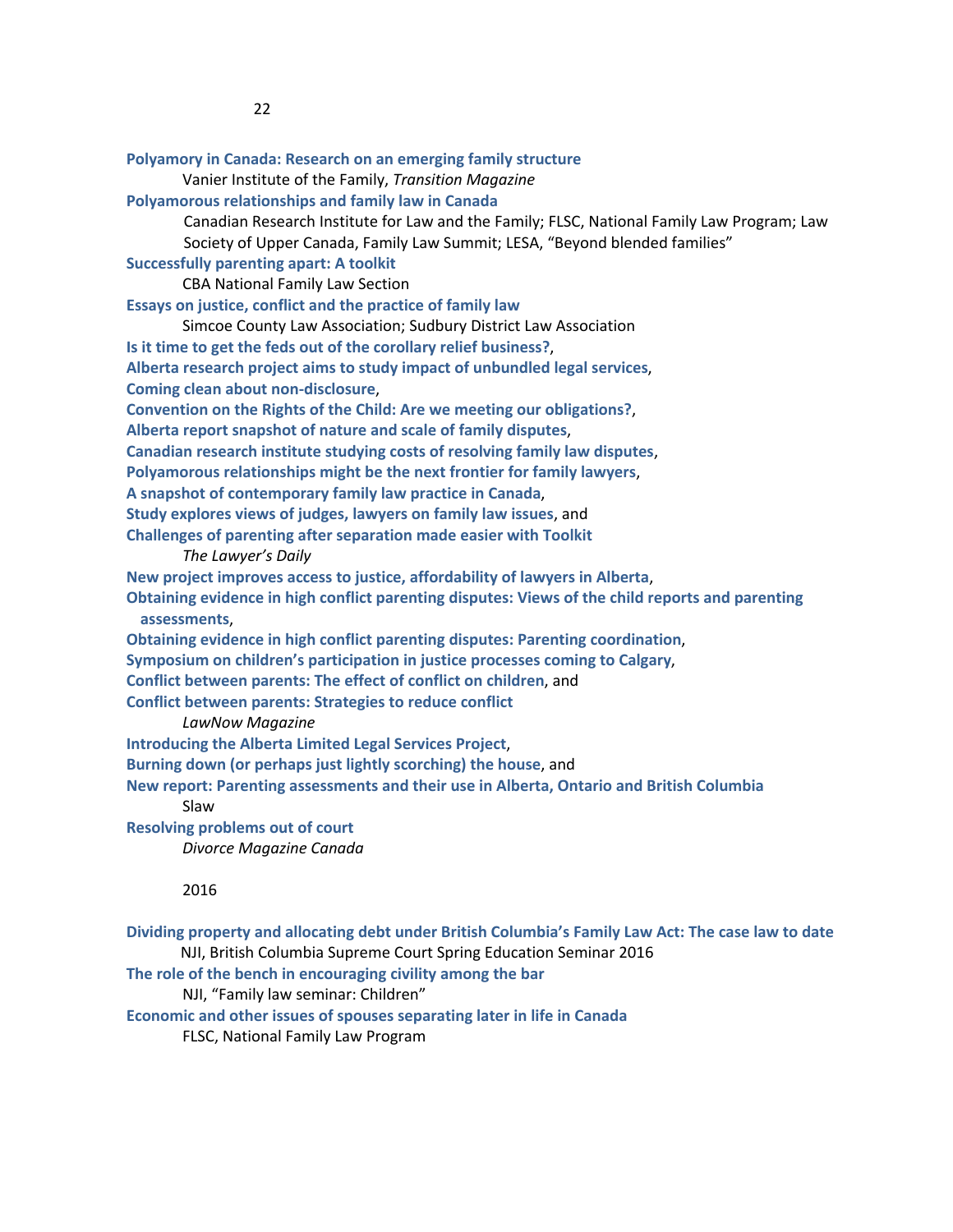**Polyamory in Canada: Research on an emerging family structure**
  Vanier Institute of the Family, *Transition Magazine*

**Polyamorous relationships and family law in Canada**
  Canadian Research Institute for Law and the Family; FLSC, National Family Law Program; Law Society of Upper Canada, Family Law Summit; LESA, "Beyond blended families"

**Successfully parenting apart: A toolkit**
  CBA National Family Law Section

**Essays on justice, conflict and the practice of family law**
  Simcoe County Law Association; Sudbury District Law Association

**Is it time to get the feds out of the corollary relief business?**,
**Alberta research project aims to study impact of unbundled legal services**,
**Coming clean about non-disclosure**,
**Convention on the Rights of the Child: Are we meeting our obligations?**,
**Alberta report snapshot of nature and scale of family disputes**,
**Canadian research institute studying costs of resolving family law disputes**,
**Polyamorous relationships might be the next frontier for family lawyers**,
**A snapshot of contemporary family law practice in Canada**,
**Study explores views of judges, lawyers on family law issues**, and
**Challenges of parenting after separation made easier with Toolkit**
  *The Lawyer's Daily*

**New project improves access to justice, affordability of lawyers in Alberta**,
**Obtaining evidence in high conflict parenting disputes: Views of the child reports and parenting assessments**,
**Obtaining evidence in high conflict parenting disputes: Parenting coordination**,
**Symposium on children's participation in justice processes coming to Calgary**,
**Conflict between parents: The effect of conflict on children**, and
**Conflict between parents: Strategies to reduce conflict**
  *LawNow Magazine*

**Introducing the Alberta Limited Legal Services Project**,
**Burning down (or perhaps just lightly scorching) the house**, and
**New report: Parenting assessments and their use in Alberta, Ontario and British Columbia**
  Slaw

**Resolving problems out of court**
  *Divorce Magazine Canada*

2016

**Dividing property and allocating debt under British Columbia's Family Law Act: The case law to date**
  NJI, British Columbia Supreme Court Spring Education Seminar 2016

**The role of the bench in encouraging civility among the bar**
  NJI, "Family law seminar: Children"

**Economic and other issues of spouses separating later in life in Canada**
  FLSC, National Family Law Program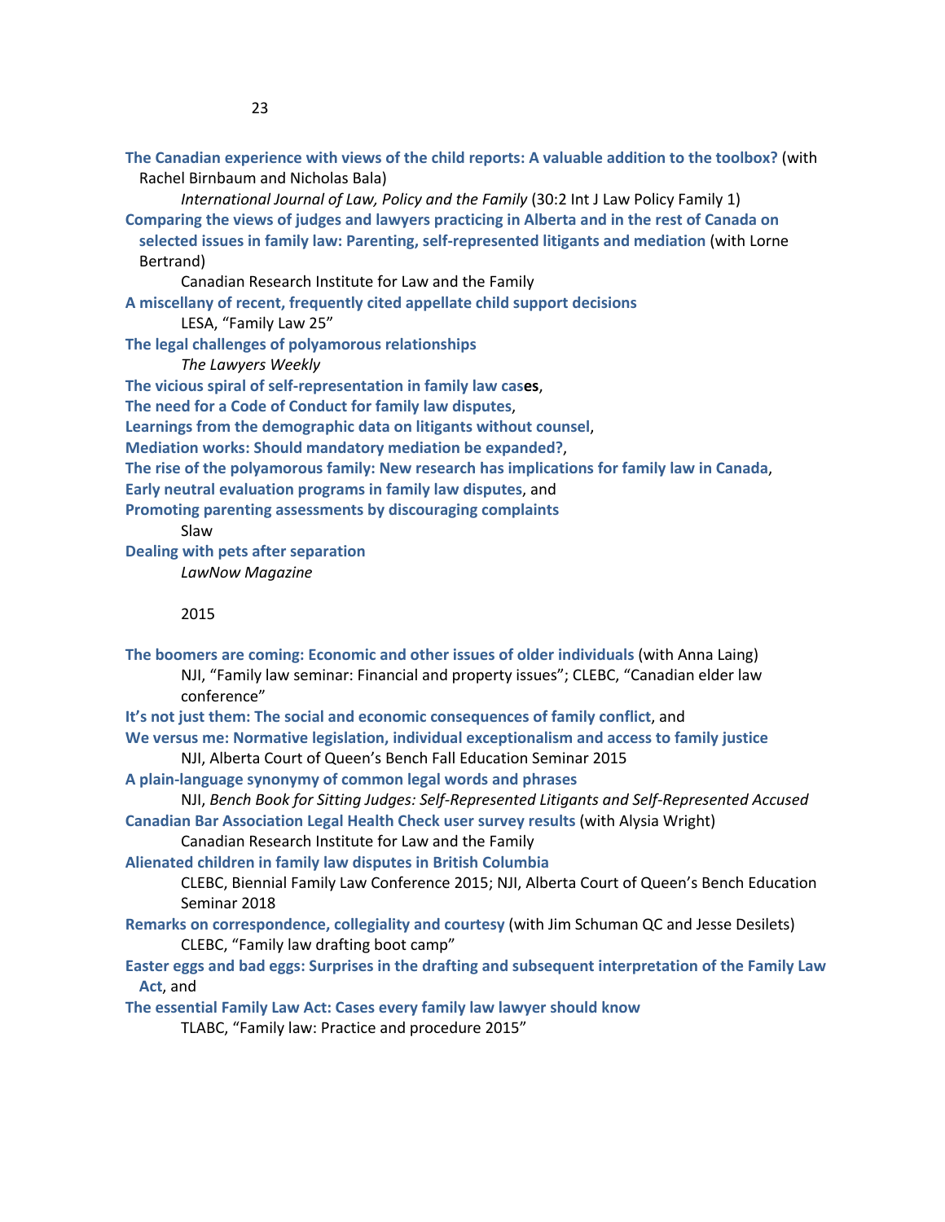**The Canadian experience with views of the child reports: A valuable addition to the toolbox?** (with Rachel Birnbaum and Nicholas Bala)

*International Journal of Law, Policy and the Family* (30:2 Int J Law Policy Family 1)

**Comparing the views of judges and lawyers practicing in Alberta and in the rest of Canada on selected issues in family law: Parenting, self-represented litigants and mediation** (with Lorne Bertrand)

Canadian Research Institute for Law and the Family

**A miscellany of recent, frequently cited appellate child support decisions**

LESA, "Family Law 25"

**The legal challenges of polyamorous relationships**

*The Lawyers Weekly*

**The vicious spiral of self-representation in family law cases**,
**The need for a Code of Conduct for family law disputes**,
**Learnings from the demographic data on litigants without counsel**,
**Mediation works: Should mandatory mediation be expanded?**,
**The rise of the polyamorous family: New research has implications for family law in Canada**,
**Early neutral evaluation programs in family law disputes**, and
**Promoting parenting assessments by discouraging complaints**

Slaw

**Dealing with pets after separation**

*LawNow Magazine*

2015

**The boomers are coming: Economic and other issues of older individuals** (with Anna Laing)

NJI, "Family law seminar: Financial and property issues"; CLEBC, "Canadian elder law conference"

**It's not just them: The social and economic consequences of family conflict**, and
**We versus me: Normative legislation, individual exceptionalism and access to family justice**

NJI, Alberta Court of Queen's Bench Fall Education Seminar 2015

**A plain-language synonymy of common legal words and phrases**

NJI, *Bench Book for Sitting Judges: Self-Represented Litigants and Self-Represented Accused*

**Canadian Bar Association Legal Health Check user survey results** (with Alysia Wright)

Canadian Research Institute for Law and the Family

**Alienated children in family law disputes in British Columbia**

CLEBC, Biennial Family Law Conference 2015; NJI, Alberta Court of Queen's Bench Education Seminar 2018

**Remarks on correspondence, collegiality and courtesy** (with Jim Schuman QC and Jesse Desilets)

CLEBC, "Family law drafting boot camp"

**Easter eggs and bad eggs: Surprises in the drafting and subsequent interpretation of the Family Law Act**, and
**The essential Family Law Act: Cases every family law lawyer should know**

TLABC, "Family law: Practice and procedure 2015"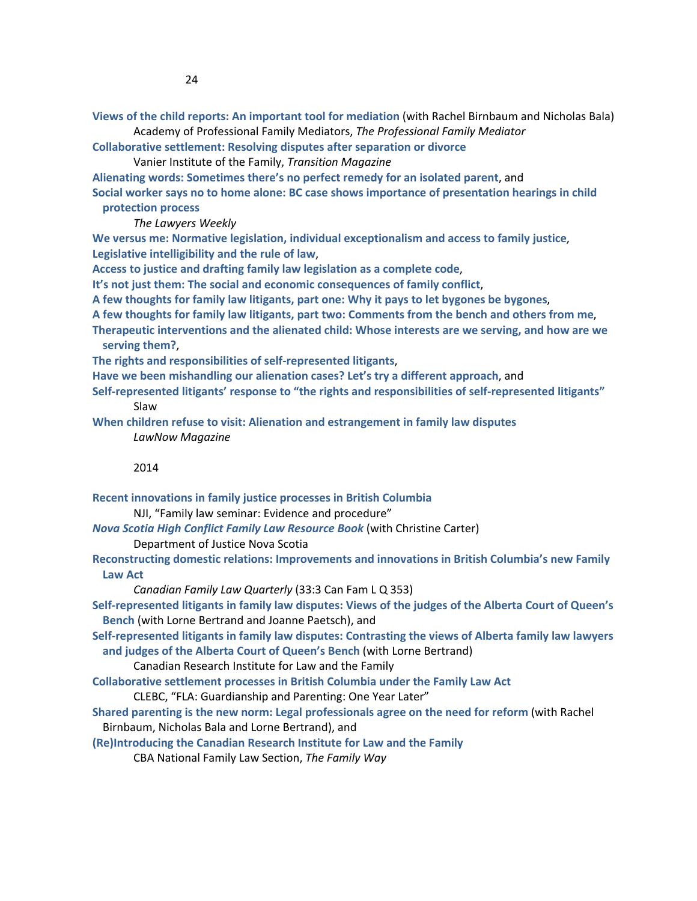**Views of the child reports: An important tool for mediation** (with Rachel Birnbaum and Nicholas Bala)
Academy of Professional Family Mediators, *The Professional Family Mediator*

**Collaborative settlement: Resolving disputes after separation or divorce**
Vanier Institute of the Family, *Transition Magazine*

**Alienating words: Sometimes there's no perfect remedy for an isolated parent**, and
**Social worker says no to home alone: BC case shows importance of presentation hearings in child protection process**
*The Lawyers Weekly*

**We versus me: Normative legislation, individual exceptionalism and access to family justice**,
**Legislative intelligibility and the rule of law**,
**Access to justice and drafting family law legislation as a complete code**,
**It's not just them: The social and economic consequences of family conflict**,
**A few thoughts for family law litigants, part one: Why it pays to let bygones be bygones**,
**A few thoughts for family law litigants, part two: Comments from the bench and others from me**,
**Therapeutic interventions and the alienated child: Whose interests are we serving, and how are we serving them?**,
**The rights and responsibilities of self-represented litigants**,
**Have we been mishandling our alienation cases? Let's try a different approach**, and
**Self-represented litigants' response to "the rights and responsibilities of self-represented litigants"**
Slaw

**When children refuse to visit: Alienation and estrangement in family law disputes**
*LawNow Magazine*

2014

**Recent innovations in family justice processes in British Columbia**
NJI, "Family law seminar: Evidence and procedure"

***Nova Scotia High Conflict Family Law Resource Book*** (with Christine Carter)
Department of Justice Nova Scotia

**Reconstructing domestic relations: Improvements and innovations in British Columbia's new Family Law Act**
*Canadian Family Law Quarterly* (33:3 Can Fam L Q 353)

**Self-represented litigants in family law disputes: Views of the judges of the Alberta Court of Queen's Bench** (with Lorne Bertrand and Joanne Paetsch), and
**Self-represented litigants in family law disputes: Contrasting the views of Alberta family law lawyers and judges of the Alberta Court of Queen's Bench** (with Lorne Bertrand)
Canadian Research Institute for Law and the Family

**Collaborative settlement processes in British Columbia under the Family Law Act**
CLEBC, "FLA: Guardianship and Parenting: One Year Later"

**Shared parenting is the new norm: Legal professionals agree on the need for reform** (with Rachel Birnbaum, Nicholas Bala and Lorne Bertrand), and
**(Re)Introducing the Canadian Research Institute for Law and the Family**
CBA National Family Law Section, *The Family Way*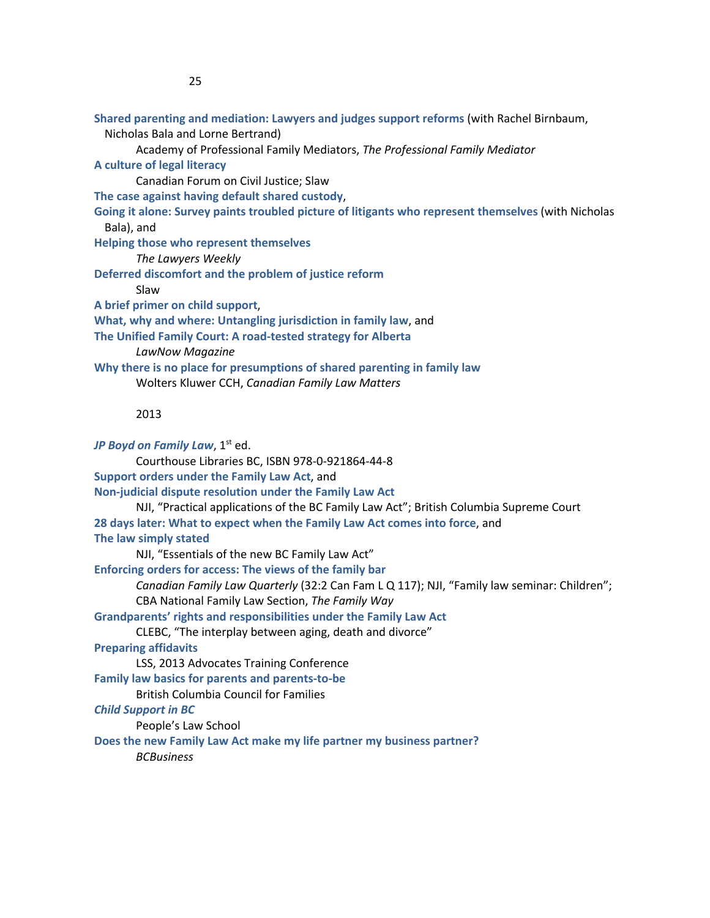**Shared parenting and mediation: Lawyers and judges support reforms** (with Rachel Birnbaum, Nicholas Bala and Lorne Bertrand)

Academy of Professional Family Mediators, *The Professional Family Mediator*

**A culture of legal literacy**

Canadian Forum on Civil Justice; Slaw

**The case against having default shared custody**,

**Going it alone: Survey paints troubled picture of litigants who represent themselves** (with Nicholas Bala), and

**Helping those who represent themselves**

*The Lawyers Weekly*

**Deferred discomfort and the problem of justice reform**

Slaw

**A brief primer on child support**,

**What, why and where: Untangling jurisdiction in family law**, and

**The Unified Family Court: A road-tested strategy for Alberta**

*LawNow Magazine*

**Why there is no place for presumptions of shared parenting in family law**

Wolters Kluwer CCH, *Canadian Family Law Matters*

## 2013

***JP Boyd on Family Law***, 1st ed.

Courthouse Libraries BC, ISBN 978-0-921864-44-8

**Support orders under the Family Law Act**, and

**Non-judicial dispute resolution under the Family Law Act**

NJI, “Practical applications of the BC Family Law Act”; British Columbia Supreme Court

**28 days later: What to expect when the Family Law Act comes into force**, and

**The law simply stated**

NJI, “Essentials of the new BC Family Law Act”

**Enforcing orders for access: The views of the family bar**

*Canadian Family Law Quarterly* (32:2 Can Fam L Q 117); NJI, “Family law seminar: Children”; CBA National Family Law Section, *The Family Way*

**Grandparents’ rights and responsibilities under the Family Law Act**

CLEBC, “The interplay between aging, death and divorce”

**Preparing affidavits**

LSS, 2013 Advocates Training Conference

**Family law basics for parents and parents-to-be**

British Columbia Council for Families

***Child Support in BC***

People’s Law School

**Does the new Family Law Act make my life partner my business partner?**

*BCBusiness*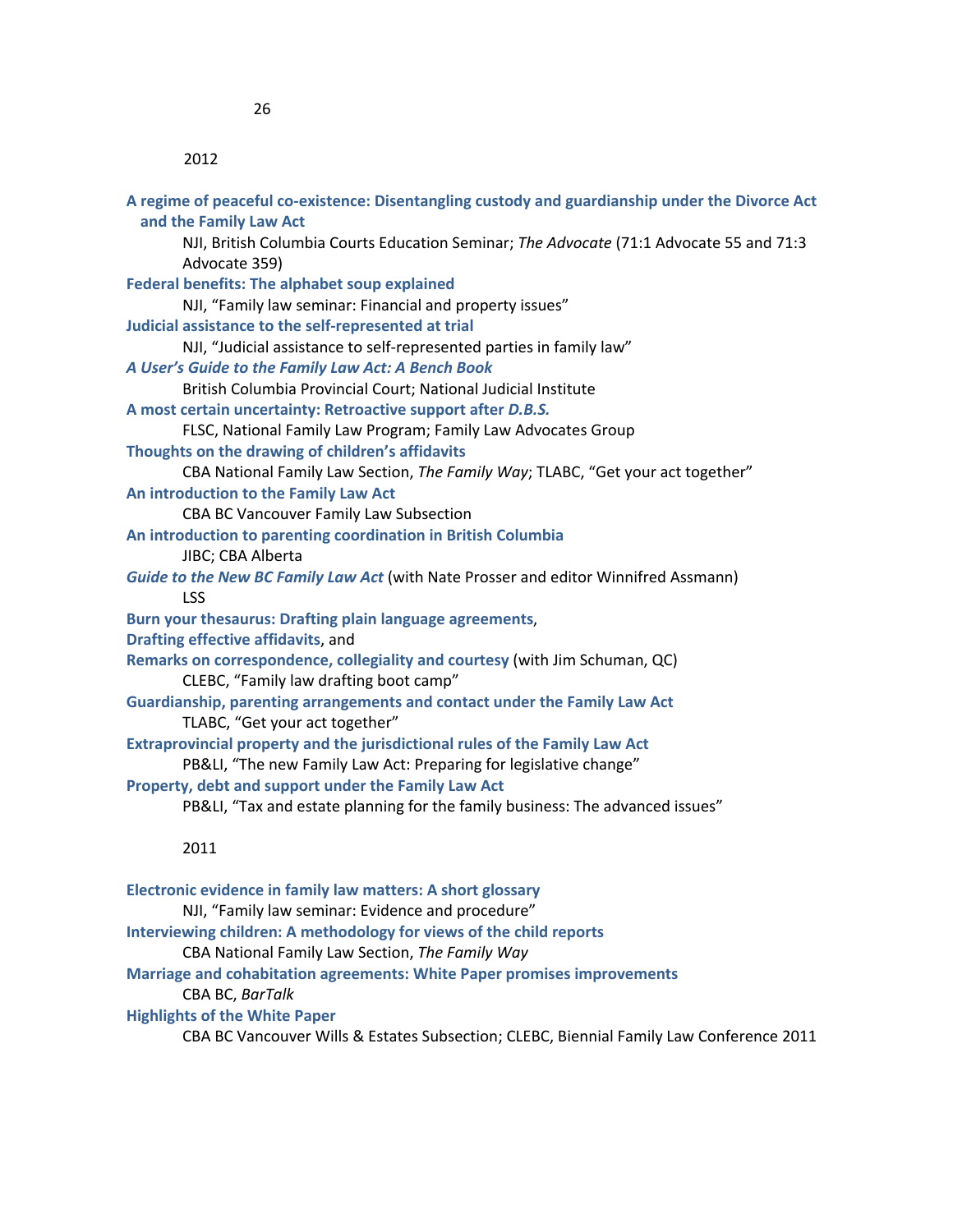## 2012

**A regime of peaceful co-existence: Disentangling custody and guardianship under the Divorce Act and the Family Law Act**
NJI, British Columbia Courts Education Seminar; *The Advocate* (71:1 Advocate 55 and 71:3 Advocate 359)

**Federal benefits: The alphabet soup explained**
NJI, "Family law seminar: Financial and property issues"

**Judicial assistance to the self-represented at trial**
NJI, "Judicial assistance to self-represented parties in family law"

***A User's Guide to the Family Law Act: A Bench Book***
British Columbia Provincial Court; National Judicial Institute

**A most certain uncertainty: Retroactive support after *D.B.S.***
FLSC, National Family Law Program; Family Law Advocates Group

**Thoughts on the drawing of children's affidavits**
CBA National Family Law Section, *The Family Way*; TLABC, "Get your act together"

**An introduction to the Family Law Act**
CBA BC Vancouver Family Law Subsection

**An introduction to parenting coordination in British Columbia**
JIBC; CBA Alberta

***Guide to the New BC Family Law Act*** (with Nate Prosser and editor Winnifred Assmann)
LSS

**Burn your thesaurus: Drafting plain language agreements**,
**Drafting effective affidavits**, and
**Remarks on correspondence, collegiality and courtesy** (with Jim Schuman, QC)
CLEBC, "Family law drafting boot camp"

**Guardianship, parenting arrangements and contact under the Family Law Act**
TLABC, "Get your act together"

**Extraprovincial property and the jurisdictional rules of the Family Law Act**
PB&LI, "The new Family Law Act: Preparing for legislative change"

**Property, debt and support under the Family Law Act**
PB&LI, "Tax and estate planning for the family business: The advanced issues"

## 2011

**Electronic evidence in family law matters: A short glossary**
NJI, "Family law seminar: Evidence and procedure"

**Interviewing children: A methodology for views of the child reports**
CBA National Family Law Section, *The Family Way*

**Marriage and cohabitation agreements: White Paper promises improvements**
CBA BC, *BarTalk*

**Highlights of the White Paper**
CBA BC Vancouver Wills & Estates Subsection; CLEBC, Biennial Family Law Conference 2011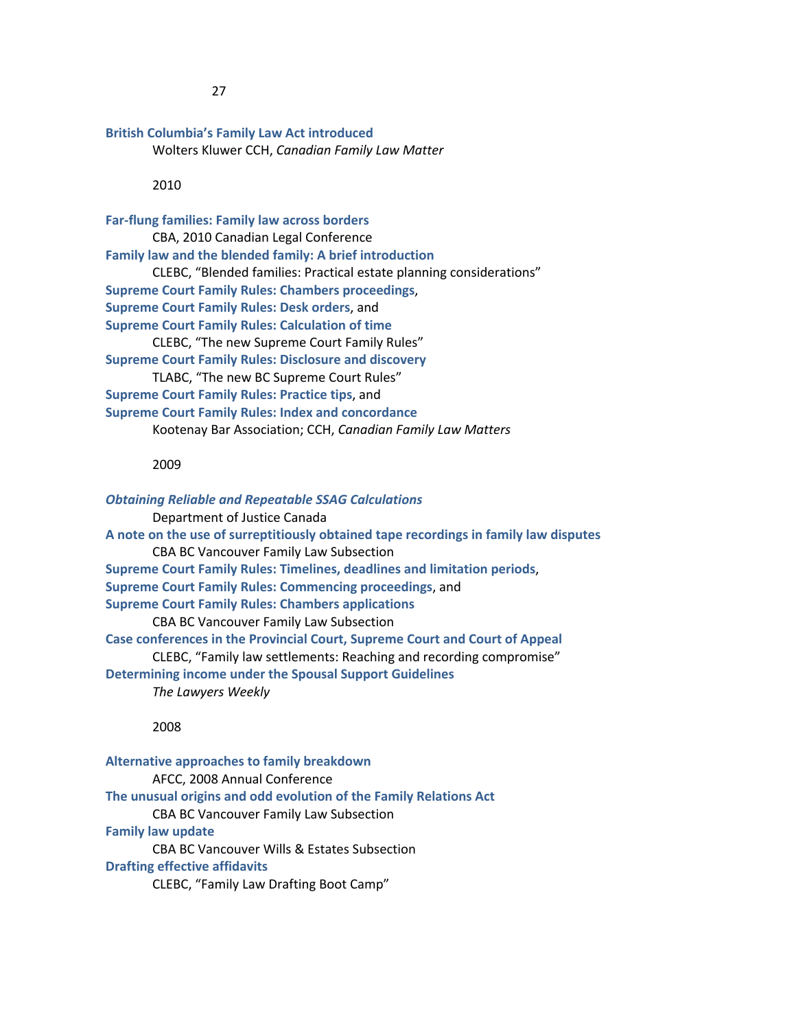**British Columbia's Family Law Act introduced**
Wolters Kluwer CCH, *Canadian Family Law Matter*

2010

**Far-flung families: Family law across borders**
CBA, 2010 Canadian Legal Conference

**Family law and the blended family: A brief introduction**
CLEBC, "Blended families: Practical estate planning considerations"

**Supreme Court Family Rules: Chambers proceedings**,
**Supreme Court Family Rules: Desk orders**, and
**Supreme Court Family Rules: Calculation of time**
CLEBC, "The new Supreme Court Family Rules"

**Supreme Court Family Rules: Disclosure and discovery**
TLABC, "The new BC Supreme Court Rules"

**Supreme Court Family Rules: Practice tips**, and
**Supreme Court Family Rules: Index and concordance**
Kootenay Bar Association; CCH, *Canadian Family Law Matters*

2009

***Obtaining Reliable and Repeatable SSAG Calculations***
Department of Justice Canada

**A note on the use of surreptitiously obtained tape recordings in family law disputes**
CBA BC Vancouver Family Law Subsection

**Supreme Court Family Rules: Timelines, deadlines and limitation periods**,
**Supreme Court Family Rules: Commencing proceedings**, and
**Supreme Court Family Rules: Chambers applications**
CBA BC Vancouver Family Law Subsection

**Case conferences in the Provincial Court, Supreme Court and Court of Appeal**
CLEBC, "Family law settlements: Reaching and recording compromise"

**Determining income under the Spousal Support Guidelines**
*The Lawyers Weekly*

2008

**Alternative approaches to family breakdown**
AFCC, 2008 Annual Conference

**The unusual origins and odd evolution of the Family Relations Act**
CBA BC Vancouver Family Law Subsection

**Family law update**
CBA BC Vancouver Wills & Estates Subsection

**Drafting effective affidavits**
CLEBC, "Family Law Drafting Boot Camp"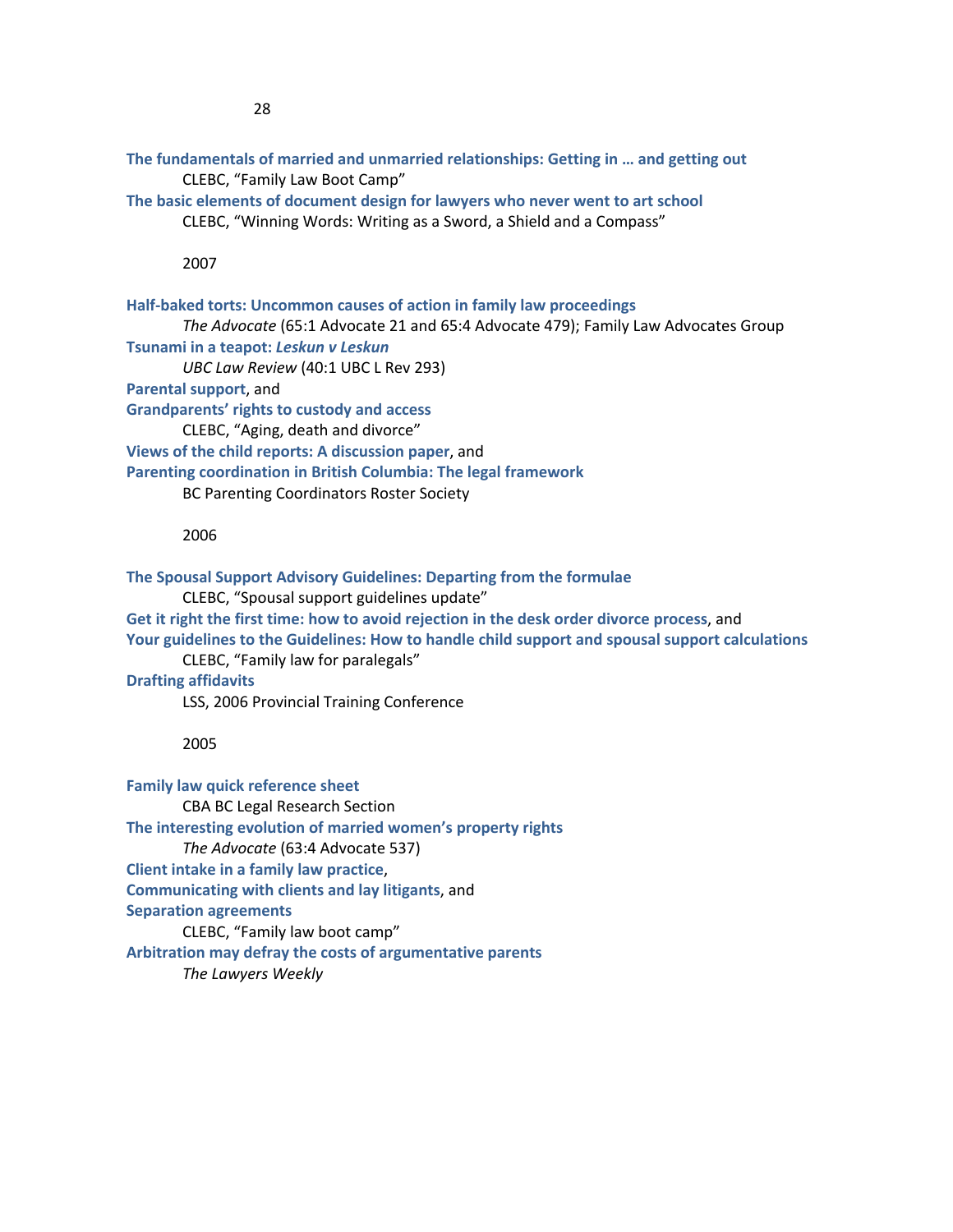**The fundamentals of married and unmarried relationships: Getting in … and getting out**
CLEBC, "Family Law Boot Camp"
**The basic elements of document design for lawyers who never went to art school**
CLEBC, "Winning Words: Writing as a Sword, a Shield and a Compass"

2007

**Half-baked torts: Uncommon causes of action in family law proceedings**
*The Advocate* (65:1 Advocate 21 and 65:4 Advocate 479); Family Law Advocates Group
**Tsunami in a teapot: *Leskun v Leskun***
*UBC Law Review* (40:1 UBC L Rev 293)
**Parental support**, and
**Grandparents' rights to custody and access**
CLEBC, "Aging, death and divorce"
**Views of the child reports: A discussion paper**, and
**Parenting coordination in British Columbia: The legal framework**
BC Parenting Coordinators Roster Society

2006

**The Spousal Support Advisory Guidelines: Departing from the formulae**
CLEBC, "Spousal support guidelines update"
**Get it right the first time: how to avoid rejection in the desk order divorce process**, and
**Your guidelines to the Guidelines: How to handle child support and spousal support calculations**
CLEBC, "Family law for paralegals"
**Drafting affidavits**
LSS, 2006 Provincial Training Conference

2005

**Family law quick reference sheet**
CBA BC Legal Research Section
**The interesting evolution of married women's property rights**
*The Advocate* (63:4 Advocate 537)
**Client intake in a family law practice**,
**Communicating with clients and lay litigants**, and
**Separation agreements**
CLEBC, "Family law boot camp"
**Arbitration may defray the costs of argumentative parents**
*The Lawyers Weekly*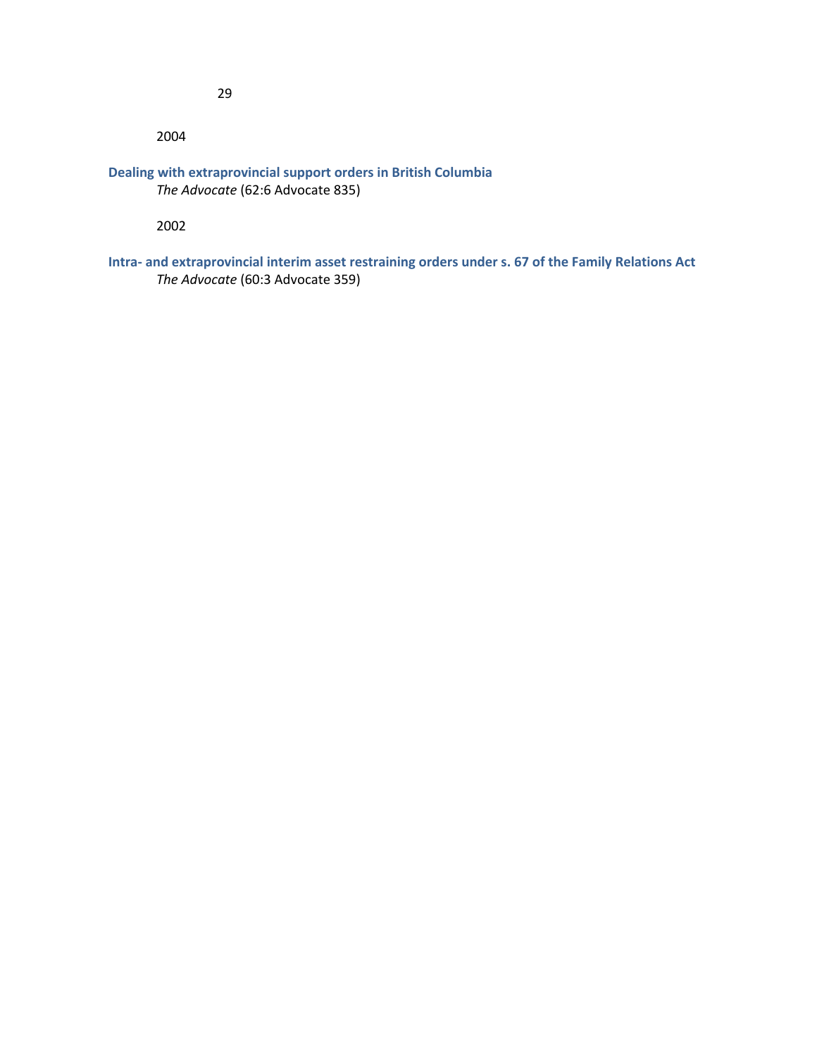2004

**Dealing with extraprovincial support orders in British Columbia**
*The Advocate* (62:6 Advocate 835)

2002

**Intra- and extraprovincial interim asset restraining orders under s. 67 of the Family Relations Act**
*The Advocate* (60:3 Advocate 359)